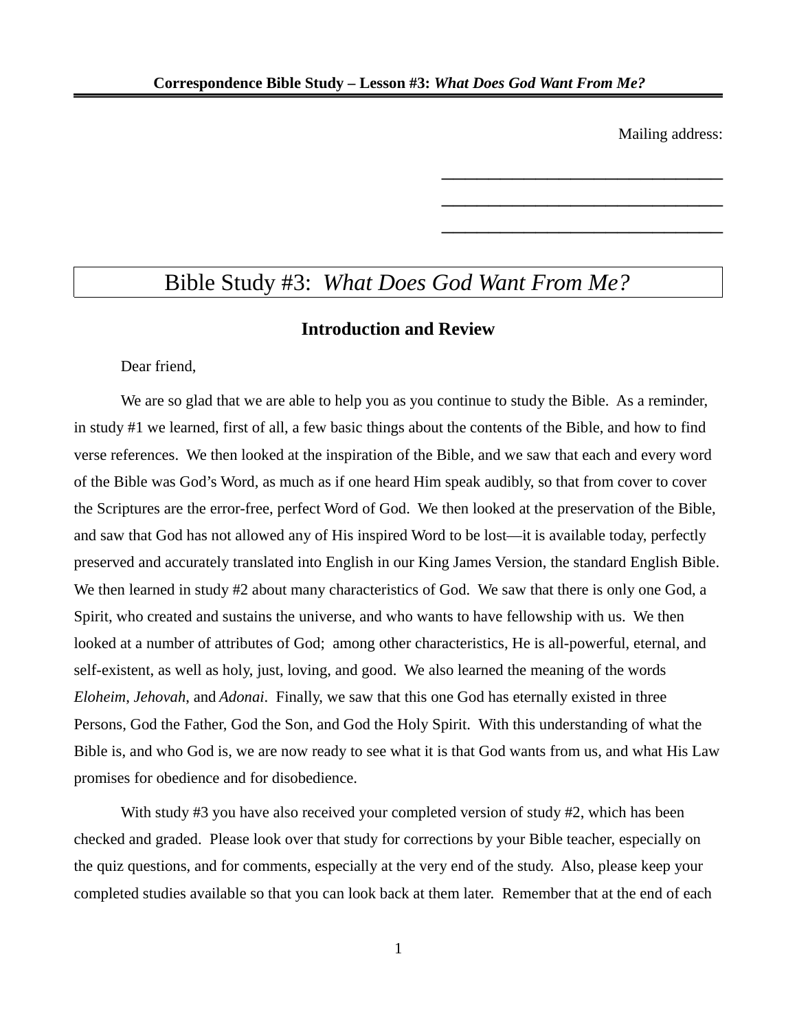Mailing address:

\_\_\_\_\_\_\_\_\_\_\_\_\_\_\_\_\_\_\_\_\_\_\_\_\_\_\_\_\_\_\_\_

\_\_\_\_\_\_\_\_\_\_\_\_\_\_\_\_\_\_\_\_\_\_\_\_\_\_\_\_\_\_\_\_

\_\_\_\_\_\_\_\_\_\_\_\_\_\_\_\_\_\_\_\_\_\_\_\_\_\_\_\_\_\_\_\_

# Bible Study #3: *What Does God Want From Me?*

## Introduction and Review

Dear friend,

We are so glad that we are able to help you as you continue to study the Bible. As a reminder, in study #1 we learned, first of all, a few basic things about the contents of the Bible, and how to find verse references. We then looked at the inspiration of the Bible, and we saw that each and every word of the Bible was God's Word, as much as if one heard Him speak audibly, so that from cover to cover the Scriptures are the error-free, perfect Word of God. We then looked at the preservation of the Bible, and saw that God has not allowed any of His inspired Word to be lost—it is available today, perfectly preserved and accurately translated into English in our King James Version, the standard English Bible. We then learned in study #2 about many characteristics of God. We saw that there is only one God, a Spirit, who created and sustains the universe, and who wants to have fellowship with us. We then looked at a number of attributes of God; among other characteristics, He is all-powerful, eternal, and self-existent, as well as holy, just, loving, and good. We also learned the meaning of the words *Eloheim*, *Jehovah*, and *Adonai*. Finally, we saw that this one God has eternally existed in three Persons, God the Father, God the Son, and God the Holy Spirit. With this understanding of what the Bible is, and who God is, we are now ready to see what it is that God wants from us, and what His Law promises for obedience and for disobedience.

With study #3 you have also received your completed version of study #2, which has been checked and graded. Please look over that study for corrections by your Bible teacher, especially on the quiz questions, and for comments, especially at the very end of the study. Also, please keep your completed studies available so that you can look back at them later. Remember that at the end of each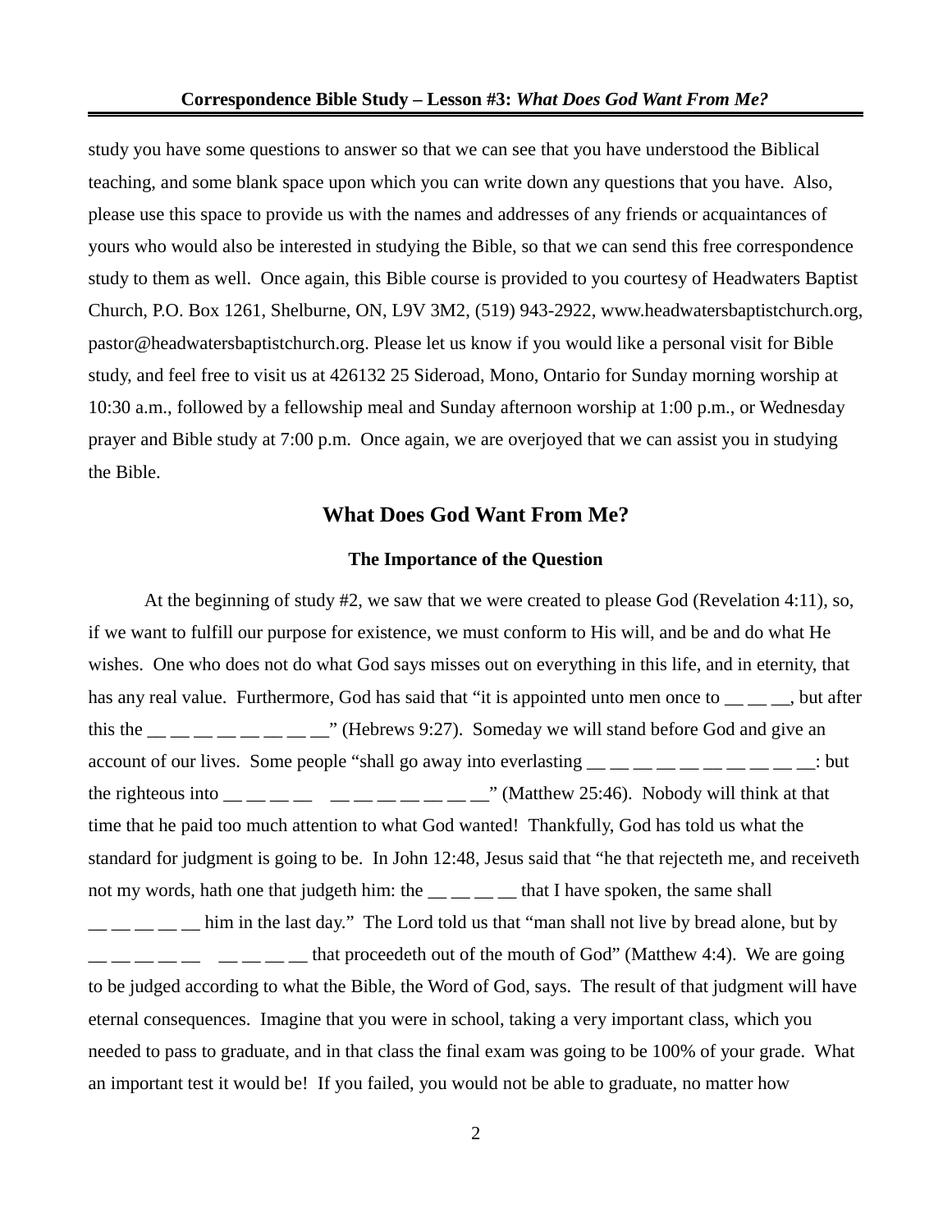study you have some questions to answer so that we can see that you have understood the Biblical teaching, and some blank space upon which you can write down any questions that you have. Also, please use this space to provide us with the names and addresses of any friends or acquaintances of yours who would also be interested in studying the Bible, so that we can send this free correspondence study to them as well. Once again, this Bible course is provided to you courtesy of Headwaters Baptist Church, P.O. Box 1261, Shelburne, ON, L9V 3M2, (519) 943-2922, www.headwatersbaptistchurch.org, pastor@headwatersbaptistchurch.org. Please let us know if you would like a personal visit for Bible study, and feel free to visit us at 426132 25 Sideroad, Mono, Ontario for Sunday morning worship at 10:30 a.m., followed by a fellowship meal and Sunday afternoon worship at 1:00 p.m., or Wednesday prayer and Bible study at 7:00 p.m. Once again, we are overjoyed that we can assist you in studying the Bible.

## What Does God Want From Me?

### The Importance of the Question

At the beginning of study #2, we saw that we were created to please God (Revelation 4:11), so, if we want to fulfill our purpose for existence, we must conform to His will, and be and do what He wishes. One who does not do what God says misses out on everything in this life, and in eternity, that has any real value. Furthermore, God has said that "it is appointed unto men once to __ __ __, but after this the __ __ __ __ __ __ __ __" (Hebrews 9:27). Someday we will stand before God and give an account of our lives. Some people "shall go away into everlasting __ __ __ __ __ __ __ __ __ __: but the righteous into __ __ __ __ __ __ __ __ __ __ __ __" (Matthew 25:46). Nobody will think at that time that he paid too much attention to what God wanted! Thankfully, God has told us what the standard for judgment is going to be. In John 12:48, Jesus said that "he that rejecteth me, and receiveth not my words, hath one that judgeth him: the __ __ __ __ that I have spoken, the same shall __ __ __ __ __ him in the last day." The Lord told us that "man shall not live by bread alone, but by __ __ __ __ __ __ __ __ __ that proceedeth out of the mouth of God" (Matthew 4:4). We are going to be judged according to what the Bible, the Word of God, says. The result of that judgment will have eternal consequences. Imagine that you were in school, taking a very important class, which you needed to pass to graduate, and in that class the final exam was going to be 100% of your grade. What an important test it would be! If you failed, you would not be able to graduate, no matter how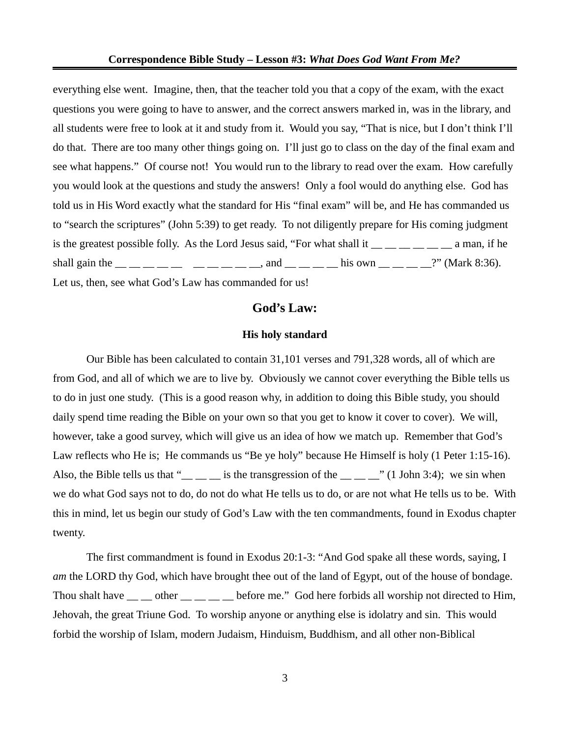everything else went. Imagine, then, that the teacher told you that a copy of the exam, with the exact questions you were going to have to answer, and the correct answers marked in, was in the library, and all students were free to look at it and study from it. Would you say, "That is nice, but I don't think I'll do that. There are too many other things going on. I'll just go to class on the day of the final exam and see what happens." Of course not! You would run to the library to read over the exam. How carefully you would look at the questions and study the answers! Only a fool would do anything else. God has told us in His Word exactly what the standard for His "final exam" will be, and He has commanded us to "search the scriptures" (John 5:39) to get ready. To not diligently prepare for His coming judgment is the greatest possible folly. As the Lord Jesus said, "For what shall it __ __ __ __ __ __ a man, if he shall gain the __ __ __ __ __   __ __ __ __ __, and __ __ __ __ his own __ __ __ __?" (Mark 8:36). Let us, then, see what God's Law has commanded for us!

## God's Law:

### His holy standard

Our Bible has been calculated to contain 31,101 verses and 791,328 words, all of which are from God, and all of which we are to live by. Obviously we cannot cover everything the Bible tells us to do in just one study. (This is a good reason why, in addition to doing this Bible study, you should daily spend time reading the Bible on your own so that you get to know it cover to cover). We will, however, take a good survey, which will give us an idea of how we match up. Remember that God's Law reflects who He is; He commands us "Be ye holy" because He Himself is holy (1 Peter 1:15-16). Also, the Bible tells us that "__ __ __ is the transgression of the __ __ __" (1 John 3:4); we sin when we do what God says not to do, do not do what He tells us to do, or are not what He tells us to be. With this in mind, let us begin our study of God's Law with the ten commandments, found in Exodus chapter twenty.

The first commandment is found in Exodus 20:1-3: "And God spake all these words, saying, I *am* the LORD thy God, which have brought thee out of the land of Egypt, out of the house of bondage. Thou shalt have __ __ other __ __ __ __ before me." God here forbids all worship not directed to Him, Jehovah, the great Triune God. To worship anyone or anything else is idolatry and sin. This would forbid the worship of Islam, modern Judaism, Hinduism, Buddhism, and all other non-Biblical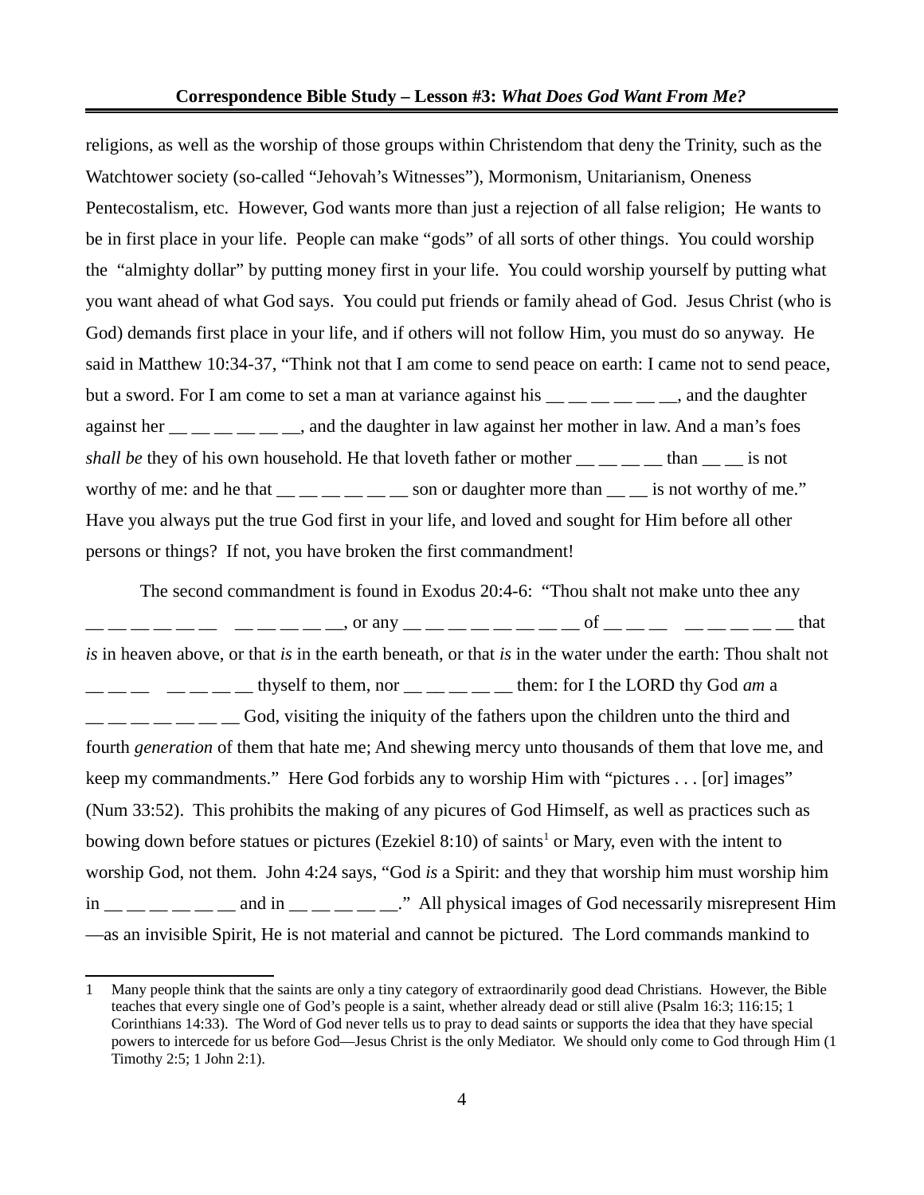religions, as well as the worship of those groups within Christendom that deny the Trinity, such as the Watchtower society (so-called "Jehovah's Witnesses"), Mormonism, Unitarianism, Oneness Pentecostalism, etc. However, God wants more than just a rejection of all false religion; He wants to be in first place in your life. People can make "gods" of all sorts of other things. You could worship the "almighty dollar" by putting money first in your life. You could worship yourself by putting what you want ahead of what God says. You could put friends or family ahead of God. Jesus Christ (who is God) demands first place in your life, and if others will not follow Him, you must do so anyway. He said in Matthew 10:34-37, "Think not that I am come to send peace on earth: I came not to send peace, but a sword. For I am come to set a man at variance against his __ __ __ __ __ __, and the daughter against her __ __ __ __ __ __, and the daughter in law against her mother in law. And a man's foes *shall be* they of his own household. He that loveth father or mother __ __ __ __ than __ __ is not worthy of me: and he that __ __ __ __ __ __ son or daughter more than __ __ is not worthy of me." Have you always put the true God first in your life, and loved and sought for Him before all other persons or things? If not, you have broken the first commandment!

The second commandment is found in Exodus 20:4-6: "Thou shalt not make unto thee any __ __ __ __ __ __ __ __ __ __ __, or any __ __ __ __ __ __ __ __ of __ __ __ __ __ __ __ __ that *is* in heaven above, or that *is* in the earth beneath, or that *is* in the water under the earth: Thou shalt not __ __ __ __ __ __ __ thyself to them, nor __ __ __ __ __ them: for I the LORD thy God *am* a __ __ __ __ __ __ __ God, visiting the iniquity of the fathers upon the children unto the third and fourth *generation* of them that hate me; And shewing mercy unto thousands of them that love me, and keep my commandments." Here God forbids any to worship Him with "pictures . . . [or] images" (Num 33:52). This prohibits the making of any picures of God Himself, as well as practices such as bowing down before statues or pictures (Ezekiel 8:10) of saints[1] or Mary, even with the intent to worship God, not them. John 4:24 says, "God *is* a Spirit: and they that worship him must worship him in __ __ __ __ __ __ and in __ __ __ __ __." All physical images of God necessarily misrepresent Him—as an invisible Spirit, He is not material and cannot be pictured. The Lord commands mankind to

---

1 Many people think that the saints are only a tiny category of extraordinarily good dead Christians. However, the Bible teaches that every single one of God's people is a saint, whether already dead or still alive (Psalm 16:3; 116:15; 1 Corinthians 14:33). The Word of God never tells us to pray to dead saints or supports the idea that they have special powers to intercede for us before God—Jesus Christ is the only Mediator. We should only come to God through Him (1 Timothy 2:5; 1 John 2:1).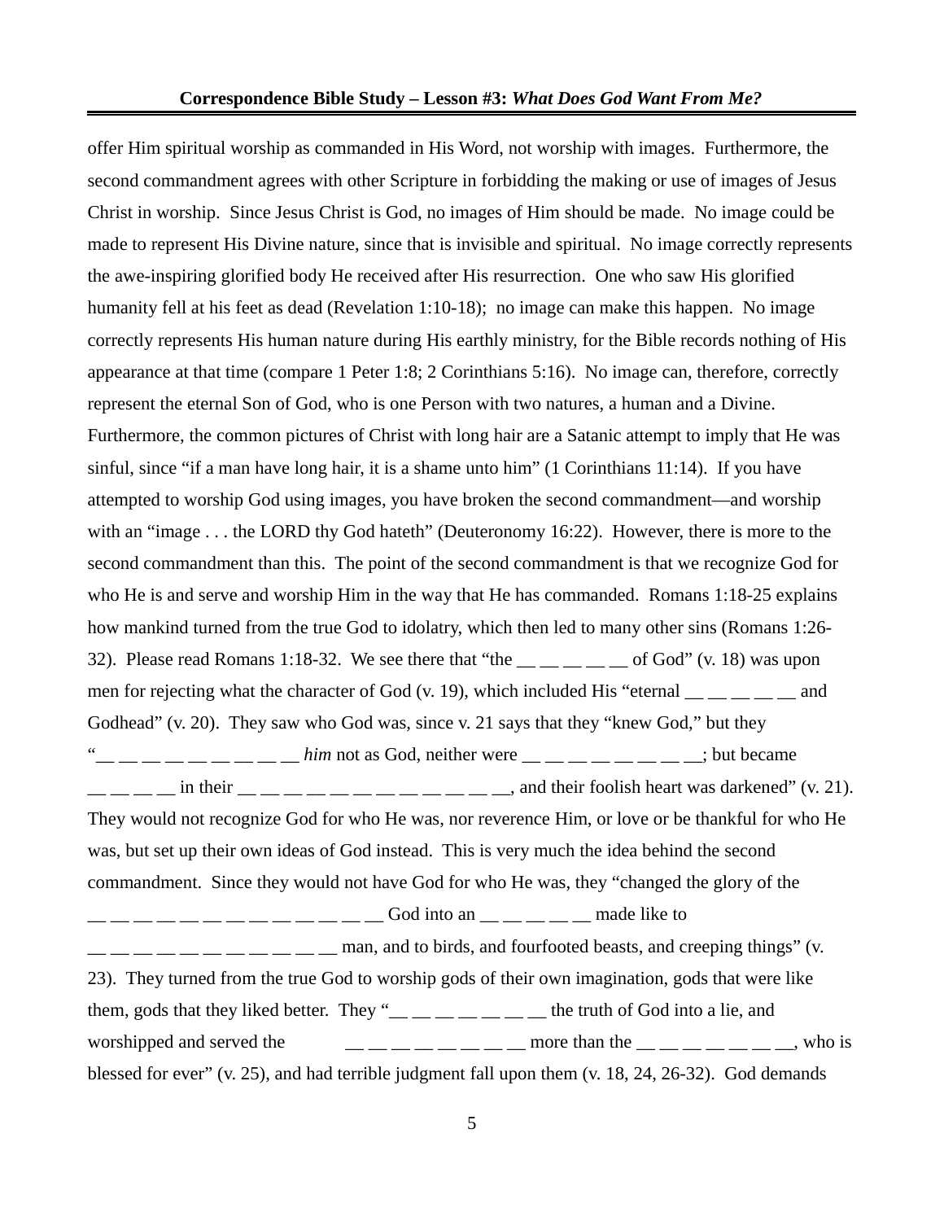offer Him spiritual worship as commanded in His Word, not worship with images. Furthermore, the second commandment agrees with other Scripture in forbidding the making or use of images of Jesus Christ in worship. Since Jesus Christ is God, no images of Him should be made. No image could be made to represent His Divine nature, since that is invisible and spiritual. No image correctly represents the awe-inspiring glorified body He received after His resurrection. One who saw His glorified humanity fell at his feet as dead (Revelation 1:10-18); no image can make this happen. No image correctly represents His human nature during His earthly ministry, for the Bible records nothing of His appearance at that time (compare 1 Peter 1:8; 2 Corinthians 5:16). No image can, therefore, correctly represent the eternal Son of God, who is one Person with two natures, a human and a Divine. Furthermore, the common pictures of Christ with long hair are a Satanic attempt to imply that He was sinful, since "if a man have long hair, it is a shame unto him" (1 Corinthians 11:14). If you have attempted to worship God using images, you have broken the second commandment—and worship with an "image . . . the LORD thy God hateth" (Deuteronomy 16:22). However, there is more to the second commandment than this. The point of the second commandment is that we recognize God for who He is and serve and worship Him in the way that He has commanded. Romans 1:18-25 explains how mankind turned from the true God to idolatry, which then led to many other sins (Romans 1:26-32). Please read Romans 1:18-32. We see there that "the __ __ __ __ __ of God" (v. 18) was upon men for rejecting what the character of God (v. 19), which included His "eternal __ __ __ __ __ and Godhead" (v. 20). They saw who God was, since v. 21 says that they "knew God," but they "__ __ __ __ __ __ __ __ __ *him* not as God, neither were __ __ __ __ __ __ __ __; but became __ __ __ __ in their __ __ __ __ __ __ __ __ __ __ __ __, and their foolish heart was darkened" (v. 21). They would not recognize God for who He was, nor reverence Him, or love or be thankful for who He was, but set up their own ideas of God instead. This is very much the idea behind the second commandment. Since they would not have God for who He was, they "changed the glory of the __ __ __ __ __ __ __ __ __ __ __ __ __ God into an __ __ __ __ __ made like to __ __ __ __ __ __ __ __ __ __ __ man, and to birds, and fourfooted beasts, and creeping things" (v. 23). They turned from the true God to worship gods of their own imagination, gods that were like them, gods that they liked better. They "__ __ __ __ __ __ __ the truth of God into a lie, and worshipped and served the __ __ __ __ __ __ __ __ more than the __ __ __ __ __ __ __, who is blessed for ever" (v. 25), and had terrible judgment fall upon them (v. 18, 24, 26-32). God demands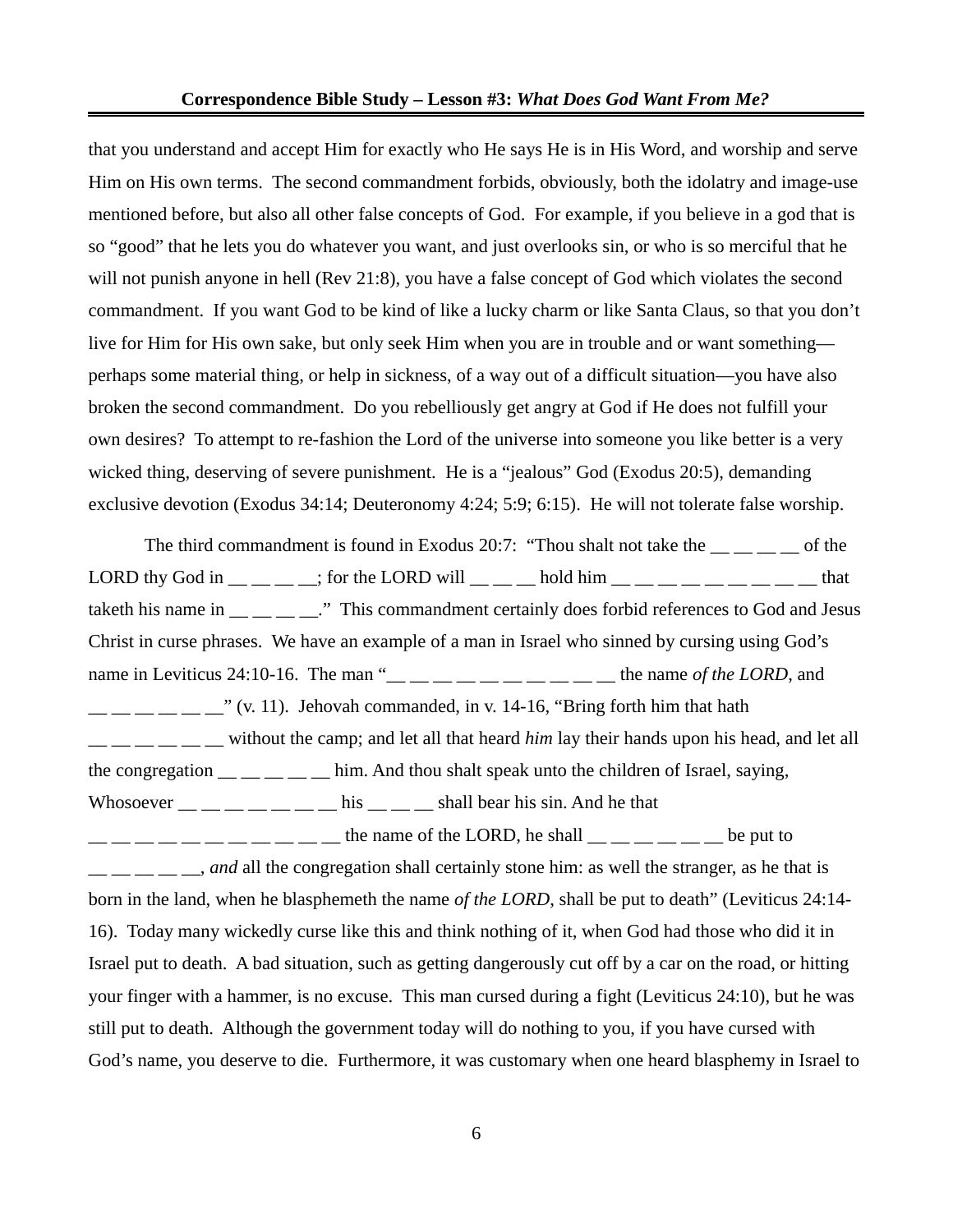that you understand and accept Him for exactly who He says He is in His Word, and worship and serve Him on His own terms. The second commandment forbids, obviously, both the idolatry and image-use mentioned before, but also all other false concepts of God. For example, if you believe in a god that is so "good" that he lets you do whatever you want, and just overlooks sin, or who is so merciful that he will not punish anyone in hell (Rev 21:8), you have a false concept of God which violates the second commandment. If you want God to be kind of like a lucky charm or like Santa Claus, so that you don't live for Him for His own sake, but only seek Him when you are in trouble and or want something—perhaps some material thing, or help in sickness, of a way out of a difficult situation—you have also broken the second commandment. Do you rebelliously get angry at God if He does not fulfill your own desires? To attempt to re-fashion the Lord of the universe into someone you like better is a very wicked thing, deserving of severe punishment. He is a "jealous" God (Exodus 20:5), demanding exclusive devotion (Exodus 34:14; Deuteronomy 4:24; 5:9; 6:15). He will not tolerate false worship.

The third commandment is found in Exodus 20:7: "Thou shalt not take the __ __ __ __ of the LORD thy God in __ __ __ __; for the LORD will __ __ __ hold him __ __ __ __ __ __ __ __ __ that taketh his name in __ __ __ __." This commandment certainly does forbid references to God and Jesus Christ in curse phrases. We have an example of a man in Israel who sinned by cursing using God's name in Leviticus 24:10-16. The man "__ __ __ __ __ __ __ __ __ __ the name *of the LORD*, and __ __ __ __ __ __" (v. 11). Jehovah commanded, in v. 14-16, "Bring forth him that hath __ __ __ __ __ __ without the camp; and let all that heard *him* lay their hands upon his head, and let all the congregation __ __ __ __ __ him. And thou shalt speak unto the children of Israel, saying, Whosoever __ __ __ __ __ __ __ his __ __ __ shall bear his sin. And he that __ __ __ __ __ __ __ __ __ __ __ the name of the LORD, he shall __ __ __ __ __ __ be put to __ __ __ __ __, *and* all the congregation shall certainly stone him: as well the stranger, as he that is born in the land, when he blasphemeth the name *of the LORD*, shall be put to death" (Leviticus 24:14-16). Today many wickedly curse like this and think nothing of it, when God had those who did it in Israel put to death. A bad situation, such as getting dangerously cut off by a car on the road, or hitting your finger with a hammer, is no excuse. This man cursed during a fight (Leviticus 24:10), but he was still put to death. Although the government today will do nothing to you, if you have cursed with God's name, you deserve to die. Furthermore, it was customary when one heard blasphemy in Israel to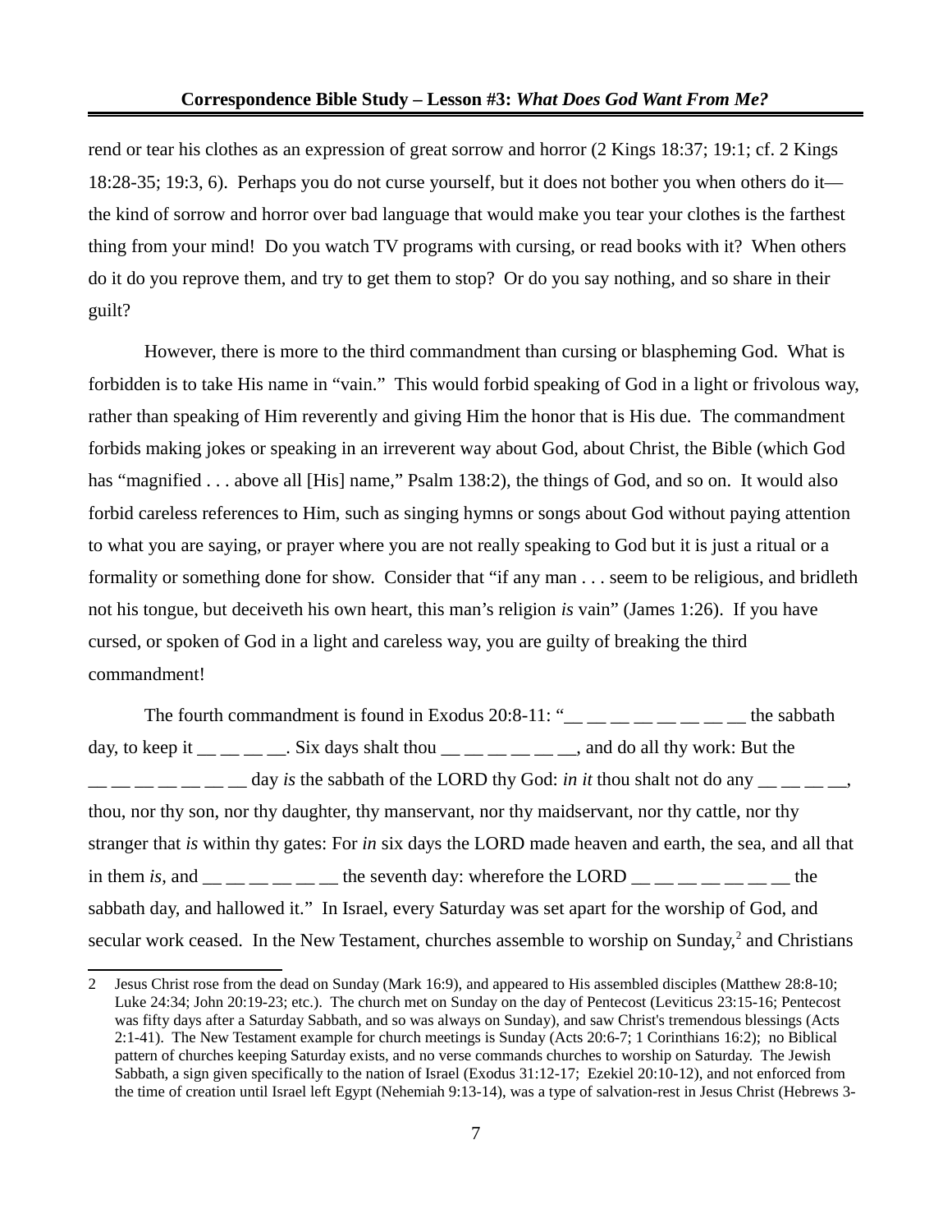rend or tear his clothes as an expression of great sorrow and horror (2 Kings 18:37; 19:1; cf. 2 Kings 18:28-35; 19:3, 6). Perhaps you do not curse yourself, but it does not bother you when others do it—the kind of sorrow and horror over bad language that would make you tear your clothes is the farthest thing from your mind! Do you watch TV programs with cursing, or read books with it? When others do it do you reprove them, and try to get them to stop? Or do you say nothing, and so share in their guilt?

However, there is more to the third commandment than cursing or blaspheming God. What is forbidden is to take His name in "vain." This would forbid speaking of God in a light or frivolous way, rather than speaking of Him reverently and giving Him the honor that is His due. The commandment forbids making jokes or speaking in an irreverent way about God, about Christ, the Bible (which God has "magnified . . . above all [His] name," Psalm 138:2), the things of God, and so on. It would also forbid careless references to Him, such as singing hymns or songs about God without paying attention to what you are saying, or prayer where you are not really speaking to God but it is just a ritual or a formality or something done for show. Consider that "if any man . . . seem to be religious, and bridleth not his tongue, but deceiveth his own heart, this man's religion *is* vain" (James 1:26). If you have cursed, or spoken of God in a light and careless way, you are guilty of breaking the third commandment!

The fourth commandment is found in Exodus 20:8-11: "__ __ __ __ __ __ __ __ the sabbath day, to keep it __ __ __ __. Six days shalt thou __ __ __ __ __ __, and do all thy work: But the __ __ __ __ __ __ __ day *is* the sabbath of the LORD thy God: *in it* thou shalt not do any __ __ __ __, thou, nor thy son, nor thy daughter, thy manservant, nor thy maidservant, nor thy cattle, nor thy stranger that *is* within thy gates: For *in* six days the LORD made heaven and earth, the sea, and all that in them *is*, and __ __ __ __ __ __ the seventh day: wherefore the LORD __ __ __ __ __ __ __ the sabbath day, and hallowed it." In Israel, every Saturday was set apart for the worship of God, and secular work ceased. In the New Testament, churches assemble to worship on Sunday,[2] and Christians

[2] Jesus Christ rose from the dead on Sunday (Mark 16:9), and appeared to His assembled disciples (Matthew 28:8-10; Luke 24:34; John 20:19-23; etc.). The church met on Sunday on the day of Pentecost (Leviticus 23:15-16; Pentecost was fifty days after a Saturday Sabbath, and so was always on Sunday), and saw Christ's tremendous blessings (Acts 2:1-41). The New Testament example for church meetings is Sunday (Acts 20:6-7; 1 Corinthians 16:2); no Biblical pattern of churches keeping Saturday exists, and no verse commands churches to worship on Saturday. The Jewish Sabbath, a sign given specifically to the nation of Israel (Exodus 31:12-17; Ezekiel 20:10-12), and not enforced from the time of creation until Israel left Egypt (Nehemiah 9:13-14), was a type of salvation-rest in Jesus Christ (Hebrews 3-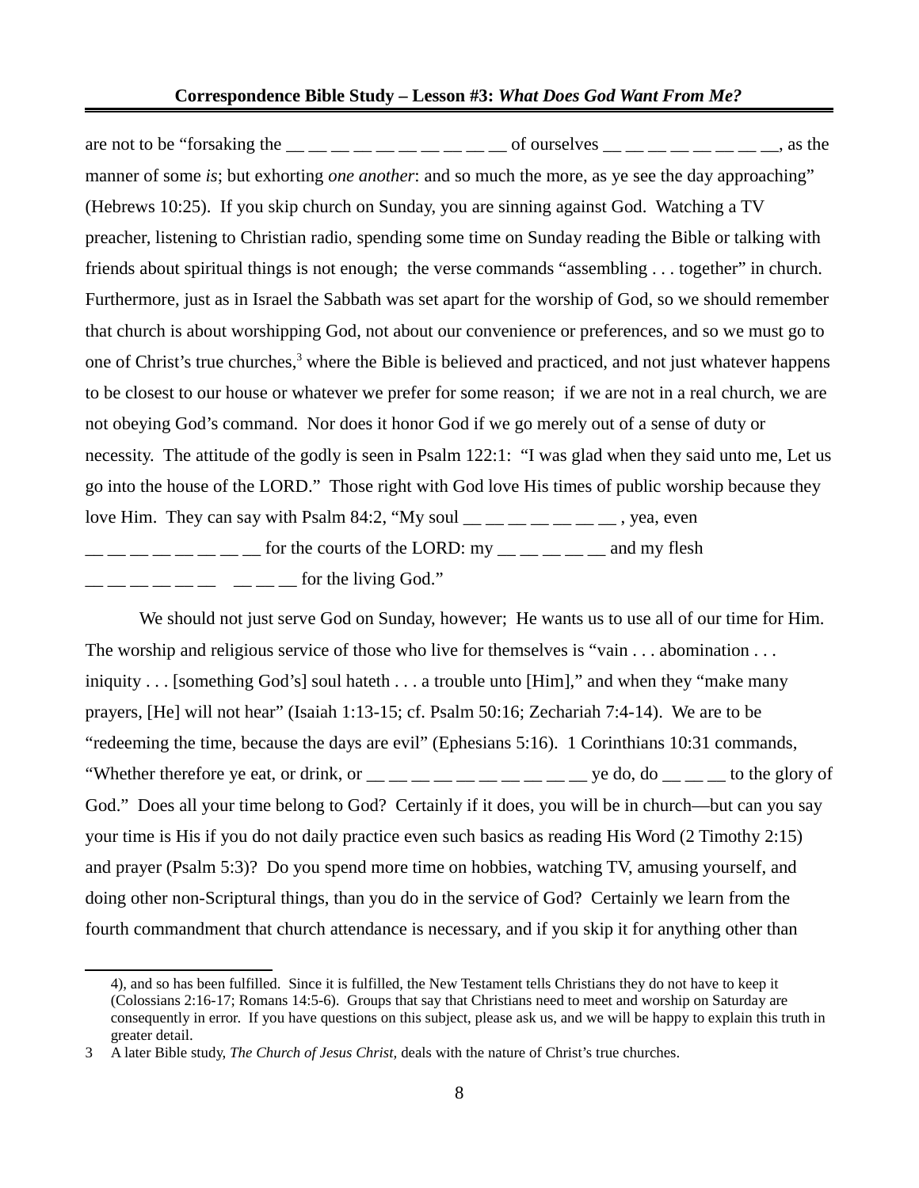are not to be "forsaking the __ __ __ __ __ __ __ __ __ __ of ourselves __ __ __ __ __ __ __ __, as the manner of some *is*; but exhorting *one another*: and so much the more, as ye see the day approaching" (Hebrews 10:25). If you skip church on Sunday, you are sinning against God. Watching a TV preacher, listening to Christian radio, spending some time on Sunday reading the Bible or talking with friends about spiritual things is not enough; the verse commands "assembling . . . together" in church. Furthermore, just as in Israel the Sabbath was set apart for the worship of God, so we should remember that church is about worshipping God, not about our convenience or preferences, and so we must go to one of Christ's true churches,[3] where the Bible is believed and practiced, and not just whatever happens to be closest to our house or whatever we prefer for some reason; if we are not in a real church, we are not obeying God's command. Nor does it honor God if we go merely out of a sense of duty or necessity. The attitude of the godly is seen in Psalm 122:1: "I was glad when they said unto me, Let us go into the house of the LORD." Those right with God love His times of public worship because they love Him. They can say with Psalm 84:2, "My soul __ __ __ __ __ __ __ , yea, even __ __ __ __ __ __ __ __ for the courts of the LORD: my __ __ __ __ __ and my flesh __ __ __ __ __ __ __ __ __ for the living God."

We should not just serve God on Sunday, however; He wants us to use all of our time for Him. The worship and religious service of those who live for themselves is "vain . . . abomination . . . iniquity . . . [something God's] soul hateth . . . a trouble unto [Him]," and when they "make many prayers, [He] will not hear" (Isaiah 1:13-15; cf. Psalm 50:16; Zechariah 7:4-14). We are to be "redeeming the time, because the days are evil" (Ephesians 5:16). 1 Corinthians 10:31 commands, "Whether therefore ye eat, or drink, or __ __ __ __ __ __ __ __ __ __ ye do, do __ __ __ to the glory of God." Does all your time belong to God? Certainly if it does, you will be in church—but can you say your time is His if you do not daily practice even such basics as reading His Word (2 Timothy 2:15) and prayer (Psalm 5:3)? Do you spend more time on hobbies, watching TV, amusing yourself, and doing other non-Scriptural things, than you do in the service of God? Certainly we learn from the fourth commandment that church attendance is necessary, and if you skip it for anything other than

---

4), and so has been fulfilled. Since it is fulfilled, the New Testament tells Christians they do not have to keep it (Colossians 2:16-17; Romans 14:5-6). Groups that say that Christians need to meet and worship on Saturday are consequently in error. If you have questions on this subject, please ask us, and we will be happy to explain this truth in greater detail.

3 A later Bible study, *The Church of Jesus Christ,* deals with the nature of Christ's true churches.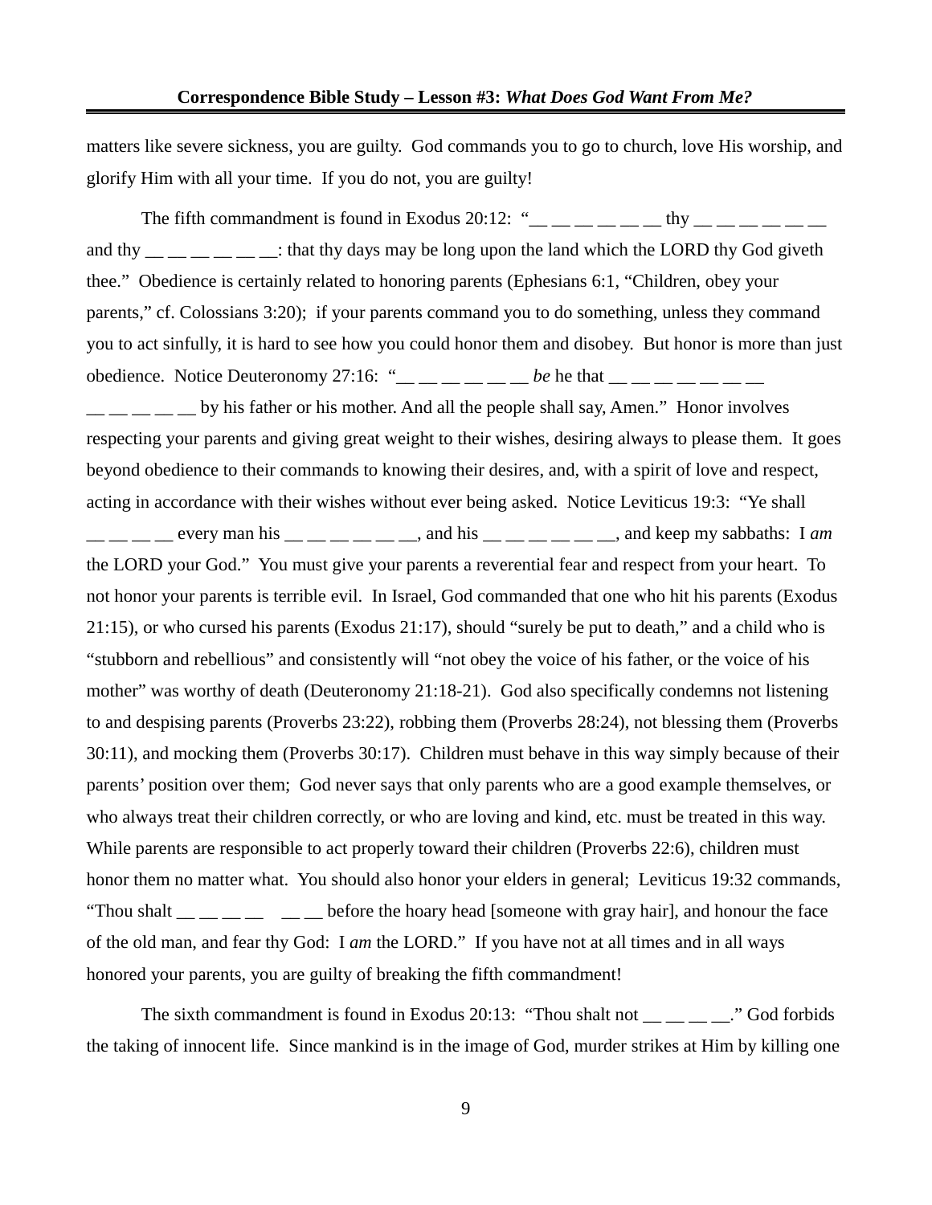matters like severe sickness, you are guilty. God commands you to go to church, love His worship, and glorify Him with all your time. If you do not, you are guilty!

The fifth commandment is found in Exodus 20:12: "__ __ __ __ __ __ thy __ __ __ __ __ __ and thy __ __ __ __ __ __: that thy days may be long upon the land which the LORD thy God giveth thee." Obedience is certainly related to honoring parents (Ephesians 6:1, "Children, obey your parents," cf. Colossians 3:20); if your parents command you to do something, unless they command you to act sinfully, it is hard to see how you could honor them and disobey. But honor is more than just obedience. Notice Deuteronomy 27:16: "__ __ __ __ __ __ *be* he that __ __ __ __ __ __ __ __ __ __ __ __ by his father or his mother. And all the people shall say, Amen." Honor involves respecting your parents and giving great weight to their wishes, desiring always to please them. It goes beyond obedience to their commands to knowing their desires, and, with a spirit of love and respect, acting in accordance with their wishes without ever being asked. Notice Leviticus 19:3: "Ye shall __ __ __ __ every man his __ __ __ __ __ __, and his __ __ __ __ __ __, and keep my sabbaths: I *am* the LORD your God." You must give your parents a reverential fear and respect from your heart. To not honor your parents is terrible evil. In Israel, God commanded that one who hit his parents (Exodus 21:15), or who cursed his parents (Exodus 21:17), should "surely be put to death," and a child who is "stubborn and rebellious" and consistently will "not obey the voice of his father, or the voice of his mother" was worthy of death (Deuteronomy 21:18-21). God also specifically condemns not listening to and despising parents (Proverbs 23:22), robbing them (Proverbs 28:24), not blessing them (Proverbs 30:11), and mocking them (Proverbs 30:17). Children must behave in this way simply because of their parents' position over them; God never says that only parents who are a good example themselves, or who always treat their children correctly, or who are loving and kind, etc. must be treated in this way. While parents are responsible to act properly toward their children (Proverbs 22:6), children must honor them no matter what. You should also honor your elders in general; Leviticus 19:32 commands, "Thou shalt __ __ __ __ __ __ before the hoary head [someone with gray hair], and honour the face of the old man, and fear thy God: I *am* the LORD." If you have not at all times and in all ways honored your parents, you are guilty of breaking the fifth commandment!

The sixth commandment is found in Exodus 20:13: "Thou shalt not __ __ __ __." God forbids the taking of innocent life. Since mankind is in the image of God, murder strikes at Him by killing one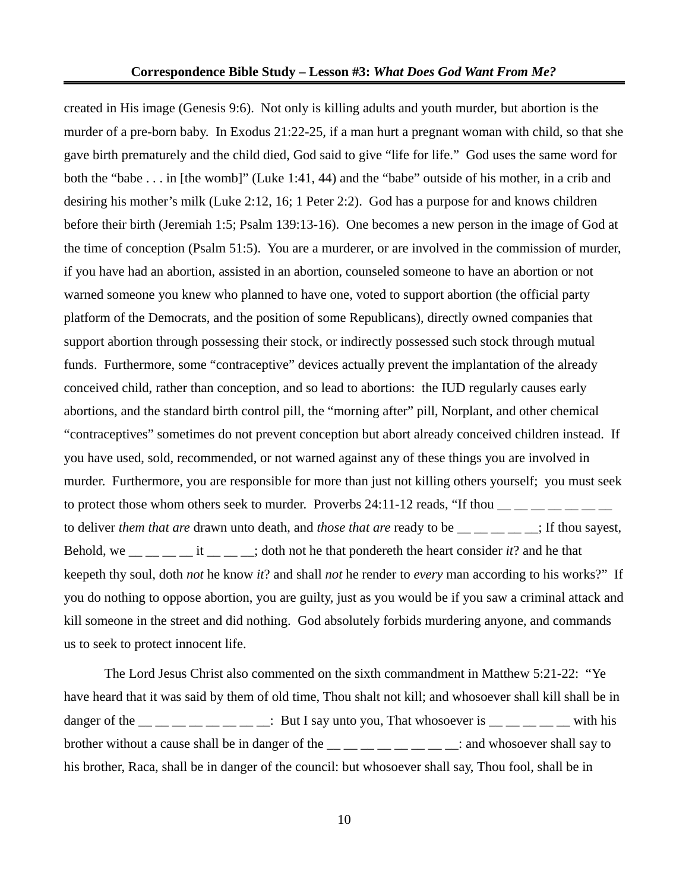created in His image (Genesis 9:6). Not only is killing adults and youth murder, but abortion is the murder of a pre-born baby. In Exodus 21:22-25, if a man hurt a pregnant woman with child, so that she gave birth prematurely and the child died, God said to give "life for life." God uses the same word for both the "babe . . . in [the womb]" (Luke 1:41, 44) and the "babe" outside of his mother, in a crib and desiring his mother's milk (Luke 2:12, 16; 1 Peter 2:2). God has a purpose for and knows children before their birth (Jeremiah 1:5; Psalm 139:13-16). One becomes a new person in the image of God at the time of conception (Psalm 51:5). You are a murderer, or are involved in the commission of murder, if you have had an abortion, assisted in an abortion, counseled someone to have an abortion or not warned someone you knew who planned to have one, voted to support abortion (the official party platform of the Democrats, and the position of some Republicans), directly owned companies that support abortion through possessing their stock, or indirectly possessed such stock through mutual funds. Furthermore, some "contraceptive" devices actually prevent the implantation of the already conceived child, rather than conception, and so lead to abortions: the IUD regularly causes early abortions, and the standard birth control pill, the "morning after" pill, Norplant, and other chemical "contraceptives" sometimes do not prevent conception but abort already conceived children instead. If you have used, sold, recommended, or not warned against any of these things you are involved in murder. Furthermore, you are responsible for more than just not killing others yourself; you must seek to protect those whom others seek to murder. Proverbs 24:11-12 reads, "If thou __ __ __ __ __ __ __ to deliver *them that are* drawn unto death, and *those that are* ready to be __ __ __ __ __; If thou sayest, Behold, we __ __ __ __ it __ __ __; doth not he that pondereth the heart consider *it*? and he that keepeth thy soul, doth *not* he know *it*? and shall *not* he render to *every* man according to his works?" If you do nothing to oppose abortion, you are guilty, just as you would be if you saw a criminal attack and kill someone in the street and did nothing. God absolutely forbids murdering anyone, and commands us to seek to protect innocent life.

The Lord Jesus Christ also commented on the sixth commandment in Matthew 5:21-22: "Ye have heard that it was said by them of old time, Thou shalt not kill; and whosoever shall kill shall be in danger of the __ __ __ __ __ __ __ __: But I say unto you, That whosoever is __ __ __ __ __ with his brother without a cause shall be in danger of the __ __ __ __ __ __ __ __: and whosoever shall say to his brother, Raca, shall be in danger of the council: but whosoever shall say, Thou fool, shall be in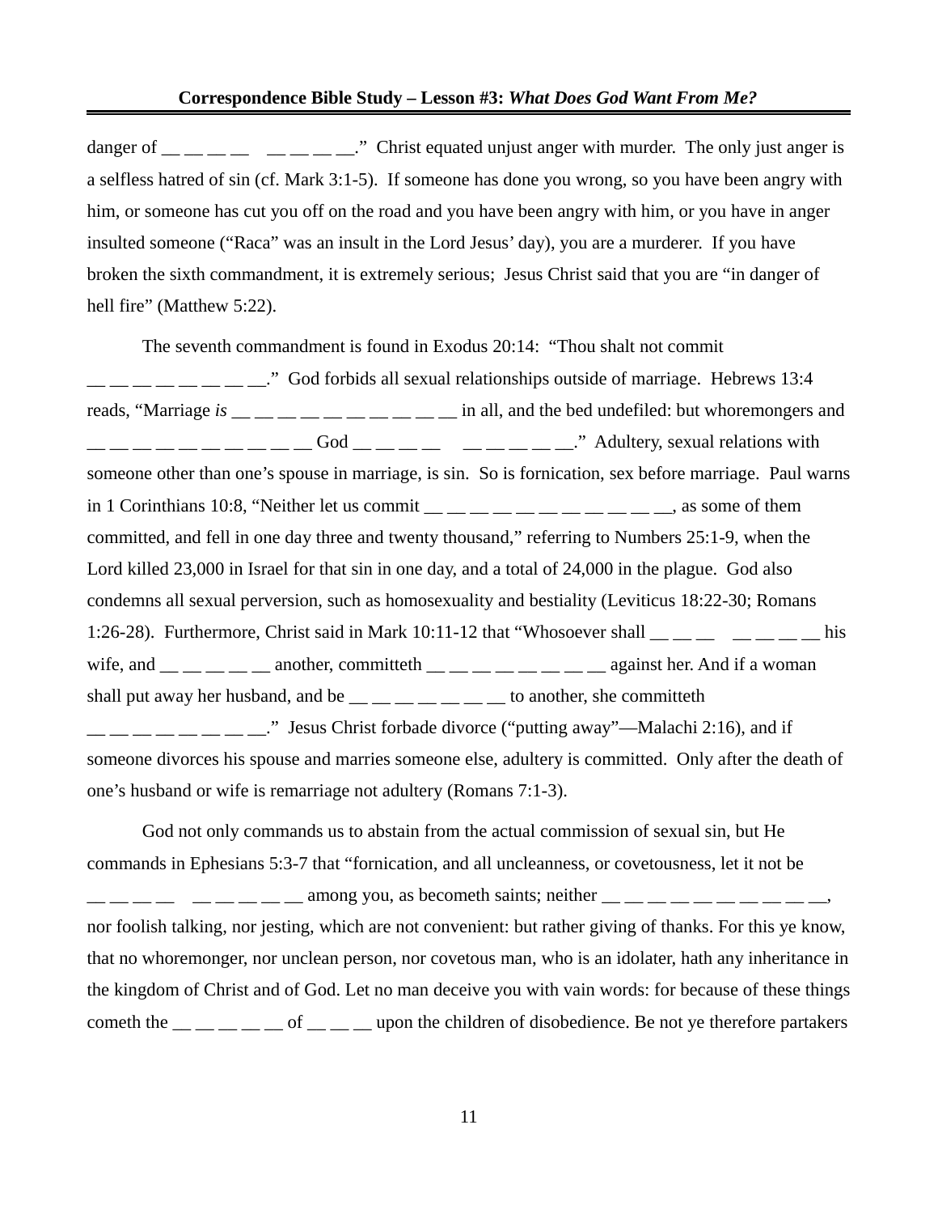danger of __ __ __ __ __ __ __ __ __." Christ equated unjust anger with murder. The only just anger is a selfless hatred of sin (cf. Mark 3:1-5). If someone has done you wrong, so you have been angry with him, or someone has cut you off on the road and you have been angry with him, or you have in anger insulted someone ("Raca" was an insult in the Lord Jesus' day), you are a murderer. If you have broken the sixth commandment, it is extremely serious; Jesus Christ said that you are "in danger of hell fire" (Matthew 5:22).

The seventh commandment is found in Exodus 20:14: "Thou shalt not commit __ __ __ __ __ __ __ __." God forbids all sexual relationships outside of marriage. Hebrews 13:4 reads, "Marriage *is* __ __ __ __ __ __ __ __ __ __ in all, and the bed undefiled: but whoremongers and __ __ __ __ __ __ __ __ __ __ God __ __ __ __ __ __ __ __ __." Adultery, sexual relations with someone other than one's spouse in marriage, is sin. So is fornication, sex before marriage. Paul warns in 1 Corinthians 10:8, "Neither let us commit __ __ __ __ __ __ __ __ __ __ __, as some of them committed, and fell in one day three and twenty thousand," referring to Numbers 25:1-9, when the Lord killed 23,000 in Israel for that sin in one day, and a total of 24,000 in the plague. God also condemns all sexual perversion, such as homosexuality and bestiality (Leviticus 18:22-30; Romans 1:26-28). Furthermore, Christ said in Mark 10:11-12 that "Whosoever shall __ __ __ __ __ __ __ his wife, and __ __ __ __ __ another, committeth __ __ __ __ __ __ __ __ against her. And if a woman shall put away her husband, and be __ __ __ __ __ __ __ to another, she committeth __ __ __ __ __ __ __ __." Jesus Christ forbade divorce ("putting away"—Malachi 2:16), and if someone divorces his spouse and marries someone else, adultery is committed. Only after the death of one's husband or wife is remarriage not adultery (Romans 7:1-3).

God not only commands us to abstain from the actual commission of sexual sin, but He commands in Ephesians 5:3-7 that "fornication, and all uncleanness, or covetousness, let it not be __ __ __ __ __ __ __ __ __ among you, as becometh saints; neither __ __ __ __ __ __ __ __ __ __ __, nor foolish talking, nor jesting, which are not convenient: but rather giving of thanks. For this ye know, that no whoremonger, nor unclean person, nor covetous man, who is an idolater, hath any inheritance in the kingdom of Christ and of God. Let no man deceive you with vain words: for because of these things cometh the __ __ __ __ __ of __ __ __ upon the children of disobedience. Be not ye therefore partakers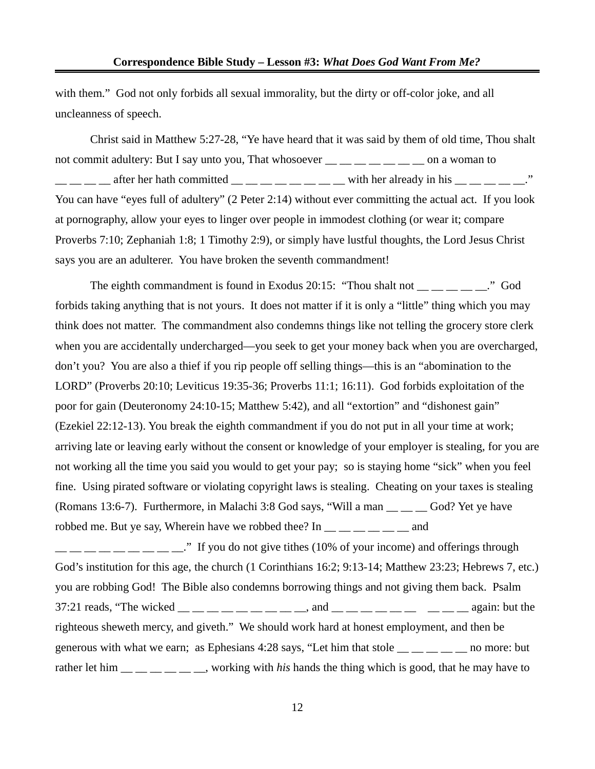with them." God not only forbids all sexual immorality, but the dirty or off-color joke, and all uncleanness of speech.

Christ said in Matthew 5:27-28, "Ye have heard that it was said by them of old time, Thou shalt not commit adultery: But I say unto you, That whosoever __ __ __ __ __ __ __ on a woman to __ __ __ __ after her hath committed __ __ __ __ __ __ __ __ with her already in his __ __ __ __ __." You can have "eyes full of adultery" (2 Peter 2:14) without ever committing the actual act. If you look at pornography, allow your eyes to linger over people in immodest clothing (or wear it; compare Proverbs 7:10; Zephaniah 1:8; 1 Timothy 2:9), or simply have lustful thoughts, the Lord Jesus Christ says you are an adulterer. You have broken the seventh commandment!

The eighth commandment is found in Exodus 20:15: "Thou shalt not __ __ __ __ __." God forbids taking anything that is not yours. It does not matter if it is only a "little" thing which you may think does not matter. The commandment also condemns things like not telling the grocery store clerk when you are accidentally undercharged—you seek to get your money back when you are overcharged, don't you? You are also a thief if you rip people off selling things—this is an "abomination to the LORD" (Proverbs 20:10; Leviticus 19:35-36; Proverbs 11:1; 16:11). God forbids exploitation of the poor for gain (Deuteronomy 24:10-15; Matthew 5:42), and all "extortion" and "dishonest gain" (Ezekiel 22:12-13). You break the eighth commandment if you do not put in all your time at work; arriving late or leaving early without the consent or knowledge of your employer is stealing, for you are not working all the time you said you would to get your pay; so is staying home "sick" when you feel fine. Using pirated software or violating copyright laws is stealing. Cheating on your taxes is stealing (Romans 13:6-7). Furthermore, in Malachi 3:8 God says, "Will a man __ __ __ God? Yet ye have robbed me. But ye say, Wherein have we robbed thee? In __ __ __ __ __ __ and __ __ __ __ __ __ __ __ __." If you do not give tithes (10% of your income) and offerings through God's institution for this age, the church (1 Corinthians 16:2; 9:13-14; Matthew 23:23; Hebrews 7, etc.) you are robbing God! The Bible also condemns borrowing things and not giving them back. Psalm 37:21 reads, "The wicked __ __ __ __ __ __ __ __ __, and __ __ __ __ __ __ __ __ __ again: but the righteous sheweth mercy, and giveth." We should work hard at honest employment, and then be generous with what we earn; as Ephesians 4:28 says, "Let him that stole __ __ __ __ __ no more: but rather let him __ __ __ __ __ __, working with *his* hands the thing which is good, that he may have to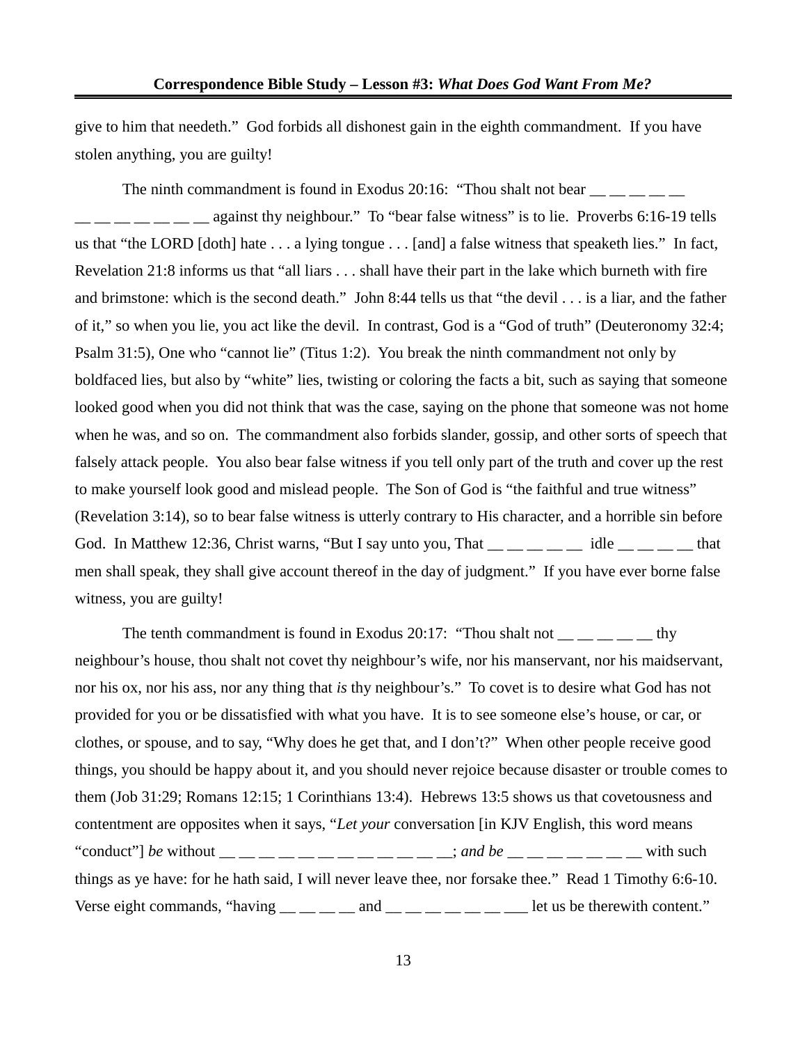give to him that needeth." God forbids all dishonest gain in the eighth commandment. If you have stolen anything, you are guilty!

The ninth commandment is found in Exodus 20:16: "Thou shalt not bear __ __ __ __ __ __ __ __ __ __ __ __ against thy neighbour." To "bear false witness" is to lie. Proverbs 6:16-19 tells us that "the LORD [doth] hate . . . a lying tongue . . . [and] a false witness that speaketh lies." In fact, Revelation 21:8 informs us that "all liars . . . shall have their part in the lake which burneth with fire and brimstone: which is the second death." John 8:44 tells us that "the devil . . . is a liar, and the father of it," so when you lie, you act like the devil. In contrast, God is a "God of truth" (Deuteronomy 32:4; Psalm 31:5), One who "cannot lie" (Titus 1:2). You break the ninth commandment not only by boldfaced lies, but also by "white" lies, twisting or coloring the facts a bit, such as saying that someone looked good when you did not think that was the case, saying on the phone that someone was not home when he was, and so on. The commandment also forbids slander, gossip, and other sorts of speech that falsely attack people. You also bear false witness if you tell only part of the truth and cover up the rest to make yourself look good and mislead people. The Son of God is "the faithful and true witness" (Revelation 3:14), so to bear false witness is utterly contrary to His character, and a horrible sin before God. In Matthew 12:36, Christ warns, "But I say unto you, That __ __ __ __ __ idle __ __ __ __ that men shall speak, they shall give account thereof in the day of judgment." If you have ever borne false witness, you are guilty!

The tenth commandment is found in Exodus 20:17: "Thou shalt not __ __ __ __ __ thy neighbour's house, thou shalt not covet thy neighbour's wife, nor his manservant, nor his maidservant, nor his ox, nor his ass, nor any thing that *is* thy neighbour's." To covet is to desire what God has not provided for you or be dissatisfied with what you have. It is to see someone else's house, or car, or clothes, or spouse, and to say, "Why does he get that, and I don't?" When other people receive good things, you should be happy about it, and you should never rejoice because disaster or trouble comes to them (Job 31:29; Romans 12:15; 1 Corinthians 13:4). Hebrews 13:5 shows us that covetousness and contentment are opposites when it says, "*Let your* conversation [in KJV English, this word means "conduct"] *be* without __ __ __ __ __ __ __ __ __ __ __ __; *and be* __ __ __ __ __ __ __ with such things as ye have: for he hath said, I will never leave thee, nor forsake thee." Read 1 Timothy 6:6-10. Verse eight commands, "having __ __ __ __ and __ __ __ __ __ __ ___ let us be therewith content."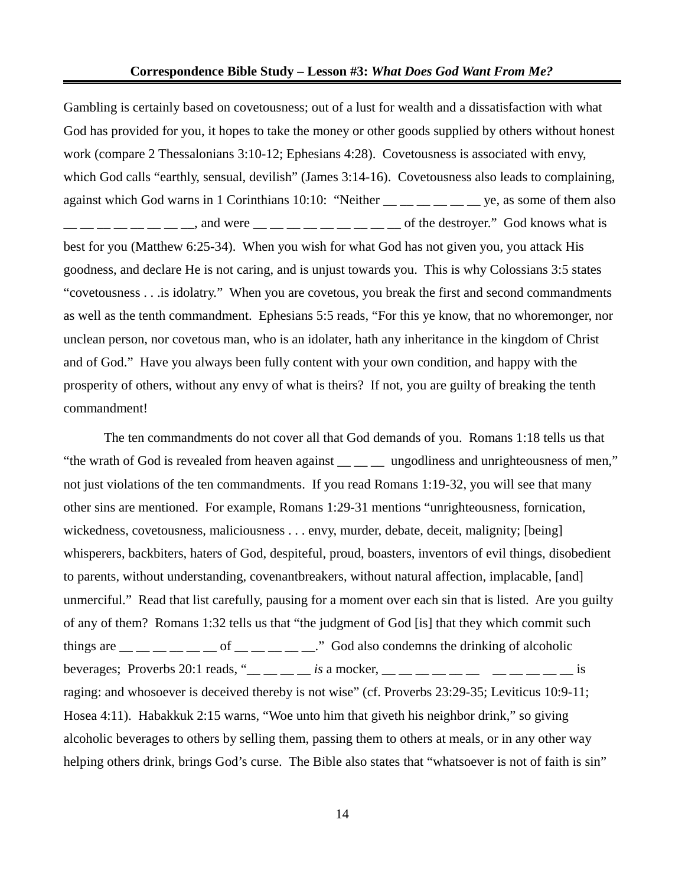Gambling is certainly based on covetousness; out of a lust for wealth and a dissatisfaction with what God has provided for you, it hopes to take the money or other goods supplied by others without honest work (compare 2 Thessalonians 3:10-12; Ephesians 4:28). Covetousness is associated with envy, which God calls "earthly, sensual, devilish" (James 3:14-16). Covetousness also leads to complaining, against which God warns in 1 Corinthians 10:10: "Neither __ __ __ __ __ __ ye, as some of them also __ __ __ __ __ __ __ __, and were __ __ __ __ __ __ __ __ __ of the destroyer." God knows what is best for you (Matthew 6:25-34). When you wish for what God has not given you, you attack His goodness, and declare He is not caring, and is unjust towards you. This is why Colossians 3:5 states "covetousness . . .is idolatry." When you are covetous, you break the first and second commandments as well as the tenth commandment. Ephesians 5:5 reads, "For this ye know, that no whoremonger, nor unclean person, nor covetous man, who is an idolater, hath any inheritance in the kingdom of Christ and of God." Have you always been fully content with your own condition, and happy with the prosperity of others, without any envy of what is theirs? If not, you are guilty of breaking the tenth commandment!

The ten commandments do not cover all that God demands of you. Romans 1:18 tells us that "the wrath of God is revealed from heaven against __ __ __ ungodliness and unrighteousness of men," not just violations of the ten commandments. If you read Romans 1:19-32, you will see that many other sins are mentioned. For example, Romans 1:29-31 mentions "unrighteousness, fornication, wickedness, covetousness, maliciousness . . . envy, murder, debate, deceit, malignity; [being] whisperers, backbiters, haters of God, despiteful, proud, boasters, inventors of evil things, disobedient to parents, without understanding, covenantbreakers, without natural affection, implacable, [and] unmerciful." Read that list carefully, pausing for a moment over each sin that is listed. Are you guilty of any of them? Romans 1:32 tells us that "the judgment of God [is] that they which commit such things are __ __ __ __ __ __ of __ __ __ __ __." God also condemns the drinking of alcoholic beverages; Proverbs 20:1 reads, "__ __ __ __ *is* a mocker, __ __ __ __ __ __ __ __ __ __ __ is raging: and whosoever is deceived thereby is not wise" (cf. Proverbs 23:29-35; Leviticus 10:9-11; Hosea 4:11). Habakkuk 2:15 warns, "Woe unto him that giveth his neighbor drink," so giving alcoholic beverages to others by selling them, passing them to others at meals, or in any other way helping others drink, brings God's curse. The Bible also states that "whatsoever is not of faith is sin"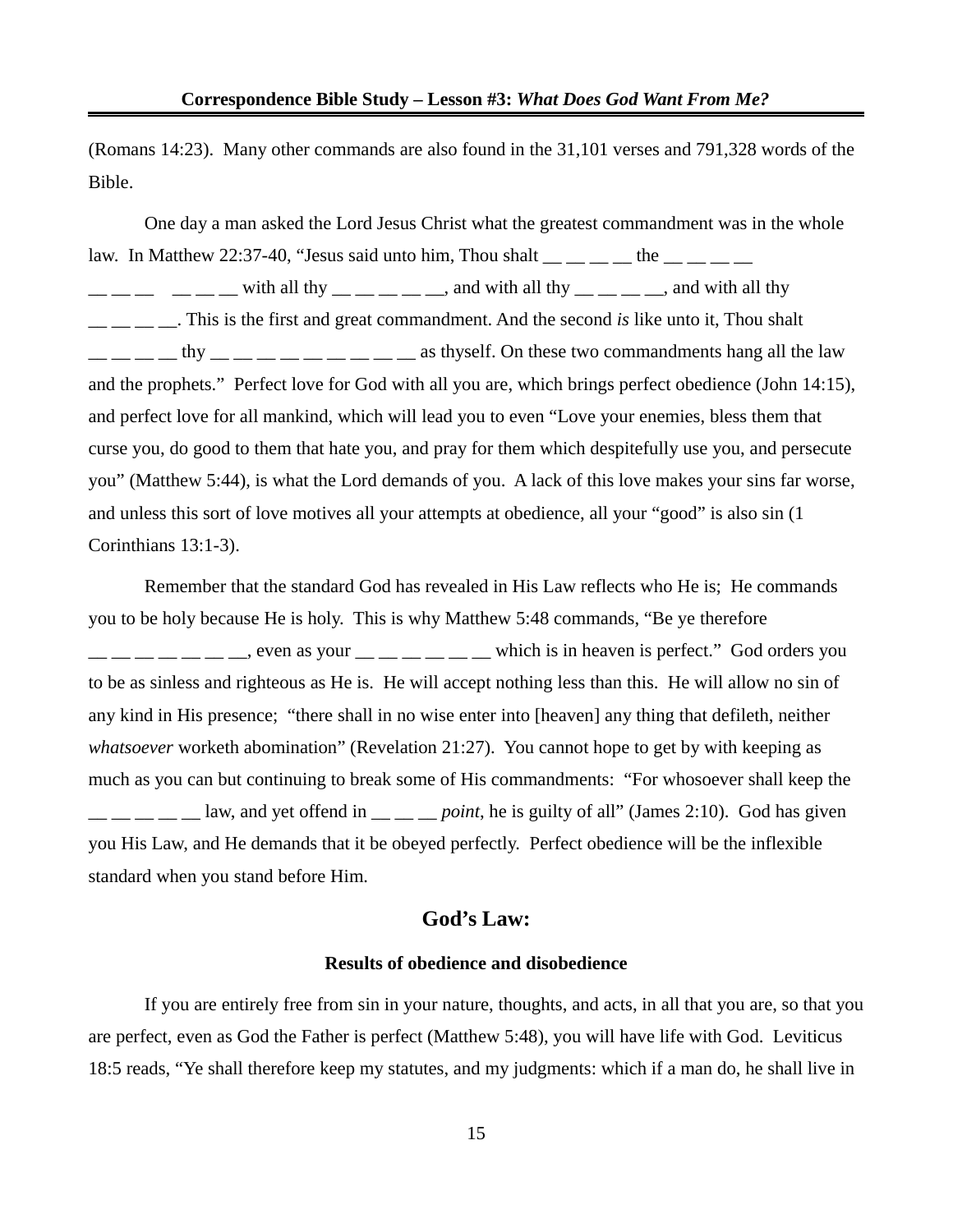(Romans 14:23). Many other commands are also found in the 31,101 verses and 791,328 words of the Bible.

One day a man asked the Lord Jesus Christ what the greatest commandment was in the whole law. In Matthew 22:37-40, "Jesus said unto him, Thou shalt __ __ __ __ the __ __ __ __ __ __ __ __ __ __ __ with all thy __ __ __ __ __, and with all thy __ __ __ __, and with all thy __ __ __ __. This is the first and great commandment. And the second *is* like unto it, Thou shalt __ __ __ __ thy __ __ __ __ __ __ __ __ __ as thyself. On these two commandments hang all the law and the prophets." Perfect love for God with all you are, which brings perfect obedience (John 14:15), and perfect love for all mankind, which will lead you to even "Love your enemies, bless them that curse you, do good to them that hate you, and pray for them which despitefully use you, and persecute you" (Matthew 5:44), is what the Lord demands of you. A lack of this love makes your sins far worse, and unless this sort of love motives all your attempts at obedience, all your "good" is also sin (1 Corinthians 13:1-3).

Remember that the standard God has revealed in His Law reflects who He is; He commands you to be holy because He is holy. This is why Matthew 5:48 commands, "Be ye therefore __ __ __ __ __ __ __, even as your __ __ __ __ __ __ which is in heaven is perfect." God orders you to be as sinless and righteous as He is. He will accept nothing less than this. He will allow no sin of any kind in His presence; "there shall in no wise enter into [heaven] any thing that defileth, neither *whatsoever* worketh abomination" (Revelation 21:27). You cannot hope to get by with keeping as much as you can but continuing to break some of His commandments: "For whosoever shall keep the __ __ __ __ __ law, and yet offend in __ __ __ *point*, he is guilty of all" (James 2:10). God has given you His Law, and He demands that it be obeyed perfectly. Perfect obedience will be the inflexible standard when you stand before Him.

## God's Law:

### Results of obedience and disobedience

If you are entirely free from sin in your nature, thoughts, and acts, in all that you are, so that you are perfect, even as God the Father is perfect (Matthew 5:48), you will have life with God. Leviticus 18:5 reads, "Ye shall therefore keep my statutes, and my judgments: which if a man do, he shall live in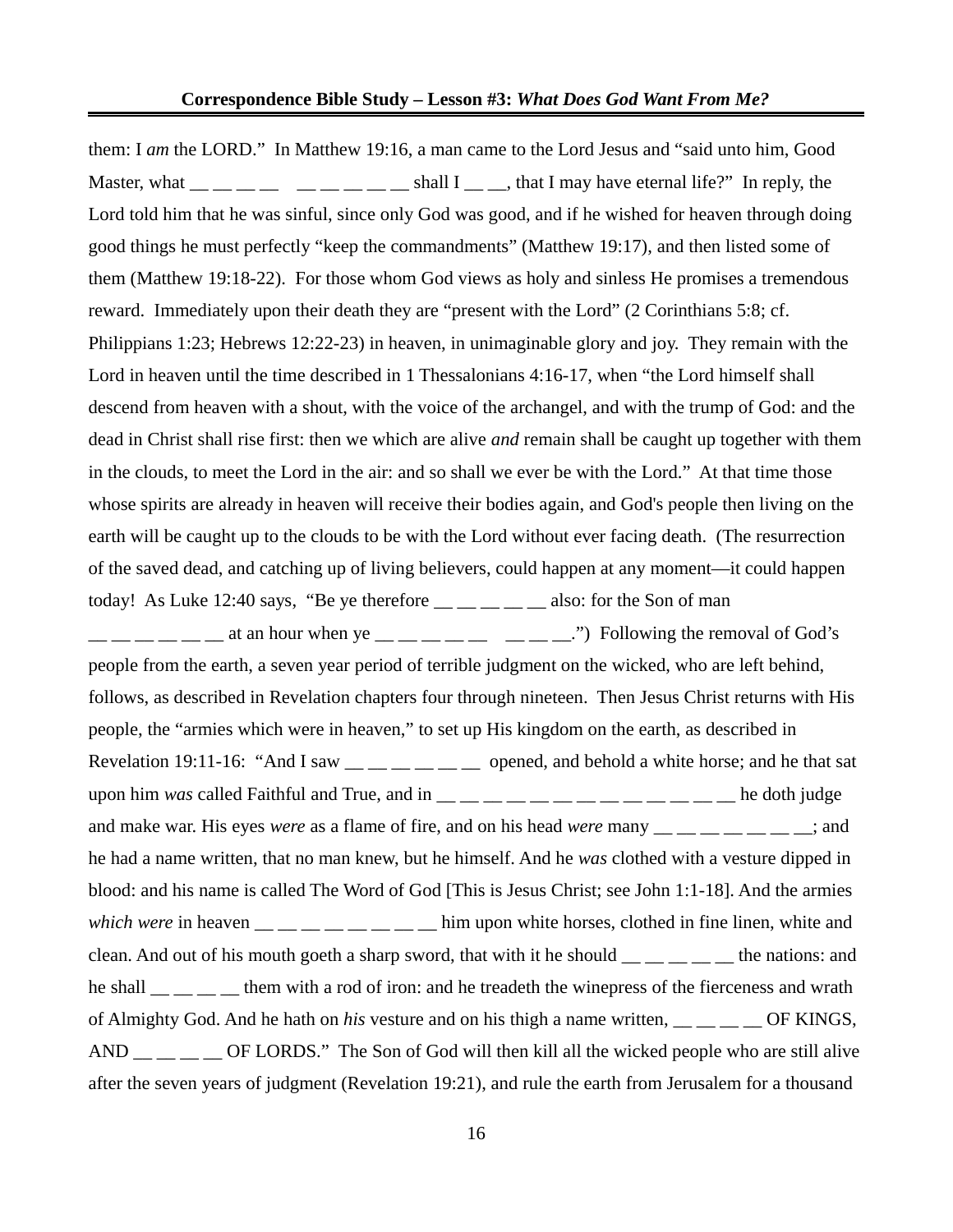them: I *am* the LORD." In Matthew 19:16, a man came to the Lord Jesus and "said unto him, Good Master, what __ __ __ __  __ __ __ __ __ shall I __ __, that I may have eternal life?" In reply, the Lord told him that he was sinful, since only God was good, and if he wished for heaven through doing good things he must perfectly "keep the commandments" (Matthew 19:17), and then listed some of them (Matthew 19:18-22). For those whom God views as holy and sinless He promises a tremendous reward. Immediately upon their death they are "present with the Lord" (2 Corinthians 5:8; cf. Philippians 1:23; Hebrews 12:22-23) in heaven, in unimaginable glory and joy. They remain with the Lord in heaven until the time described in 1 Thessalonians 4:16-17, when "the Lord himself shall descend from heaven with a shout, with the voice of the archangel, and with the trump of God: and the dead in Christ shall rise first: then we which are alive *and* remain shall be caught up together with them in the clouds, to meet the Lord in the air: and so shall we ever be with the Lord." At that time those whose spirits are already in heaven will receive their bodies again, and God's people then living on the earth will be caught up to the clouds to be with the Lord without ever facing death. (The resurrection of the saved dead, and catching up of living believers, could happen at any moment—it could happen today! As Luke 12:40 says, "Be ye therefore __ __ __ __ __ also: for the Son of man __ __ __ __ __ __ at an hour when ye __ __ __ __ __  __ __ __.") Following the removal of God's people from the earth, a seven year period of terrible judgment on the wicked, who are left behind, follows, as described in Revelation chapters four through nineteen. Then Jesus Christ returns with His people, the "armies which were in heaven," to set up His kingdom on the earth, as described in Revelation 19:11-16: "And I saw __ __ __ __ __ __ opened, and behold a white horse; and he that sat upon him *was* called Faithful and True, and in __ __ __ __ __ __ __ __ __ __ __ __ __ he doth judge and make war. His eyes *were* as a flame of fire, and on his head *were* many __ __ __ __ __ __ __; and he had a name written, that no man knew, but he himself. And he *was* clothed with a vesture dipped in blood: and his name is called The Word of God [This is Jesus Christ; see John 1:1-18]. And the armies *which were* in heaven __ __ __ __ __ __ __ __ him upon white horses, clothed in fine linen, white and clean. And out of his mouth goeth a sharp sword, that with it he should __ __ __ __ __ the nations: and he shall __ __ __ __ them with a rod of iron: and he treadeth the winepress of the fierceness and wrath of Almighty God. And he hath on *his* vesture and on his thigh a name written, __ __ __ __ OF KINGS, AND __ __ __ __ OF LORDS." The Son of God will then kill all the wicked people who are still alive after the seven years of judgment (Revelation 19:21), and rule the earth from Jerusalem for a thousand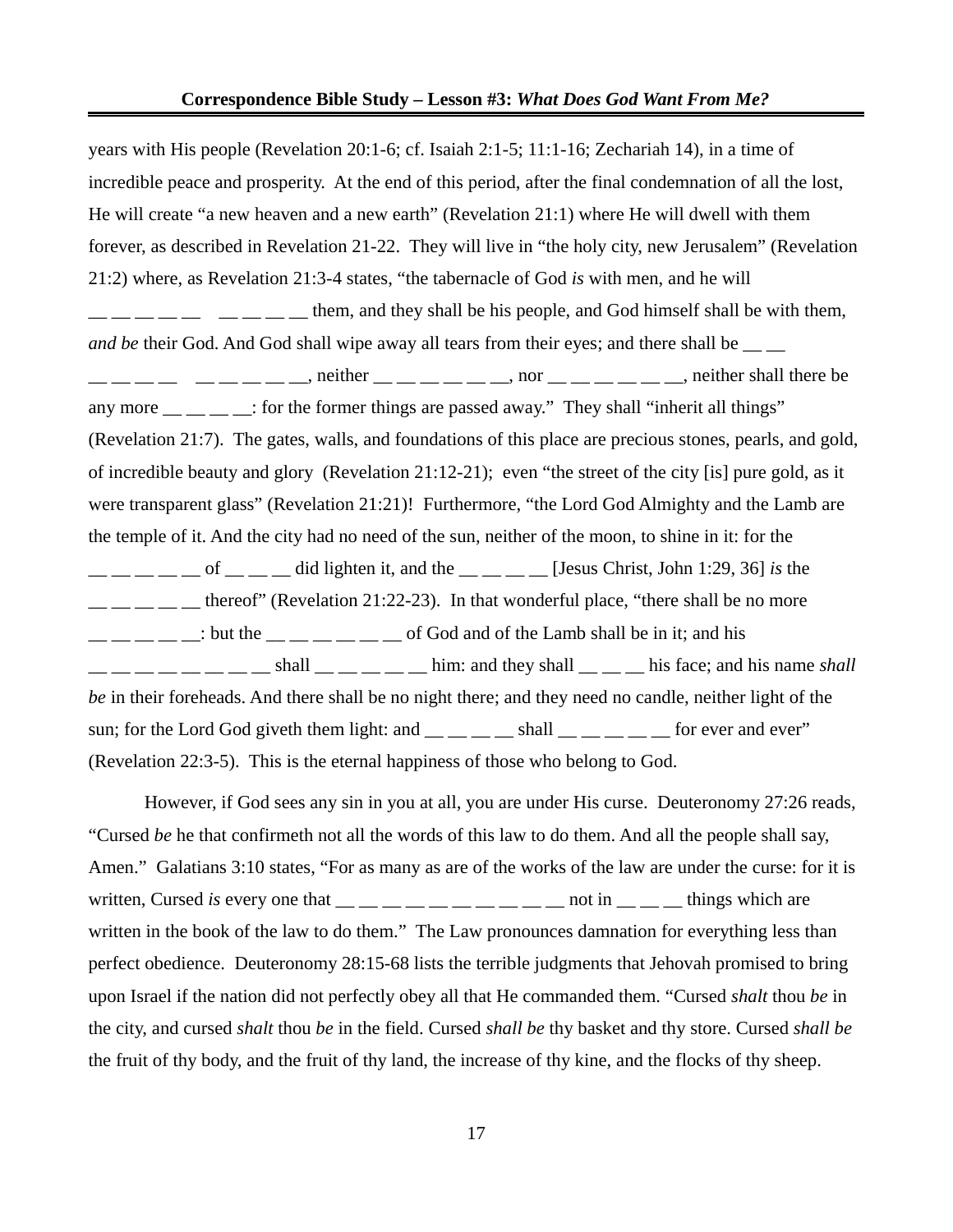years with His people (Revelation 20:1-6; cf. Isaiah 2:1-5; 11:1-16; Zechariah 14), in a time of incredible peace and prosperity. At the end of this period, after the final condemnation of all the lost, He will create "a new heaven and a new earth" (Revelation 21:1) where He will dwell with them forever, as described in Revelation 21-22. They will live in "the holy city, new Jerusalem" (Revelation 21:2) where, as Revelation 21:3-4 states, "the tabernacle of God *is* with men, and he will __ __ __ __ __ __ __ __ __ them, and they shall be his people, and God himself shall be with them, *and be* their God. And God shall wipe away all tears from their eyes; and there shall be __ __ __ __ __ __ __ __ __ __ __, neither __ __ __ __ __ __, nor __ __ __ __ __ __, neither shall there be any more __ __ __ __: for the former things are passed away." They shall "inherit all things" (Revelation 21:7). The gates, walls, and foundations of this place are precious stones, pearls, and gold, of incredible beauty and glory (Revelation 21:12-21); even "the street of the city [is] pure gold, as it were transparent glass" (Revelation 21:21)! Furthermore, "the Lord God Almighty and the Lamb are the temple of it. And the city had no need of the sun, neither of the moon, to shine in it: for the __ __ __ __ __ of __ __ __ did lighten it, and the __ __ __ __ [Jesus Christ, John 1:29, 36] *is* the __ __ __ __ __ thereof" (Revelation 21:22-23). In that wonderful place, "there shall be no more __ __ __ __ __: but the __ __ __ __ __ __ of God and of the Lamb shall be in it; and his __ __ __ __ __ __ __ __ shall __ __ __ __ __ him: and they shall __ __ __ his face; and his name *shall be* in their foreheads. And there shall be no night there; and they need no candle, neither light of the sun; for the Lord God giveth them light: and __ __ __ __ shall __ __ __ __ __ for ever and ever" (Revelation 22:3-5). This is the eternal happiness of those who belong to God.

However, if God sees any sin in you at all, you are under His curse. Deuteronomy 27:26 reads, "Cursed *be* he that confirmeth not all the words of this law to do them. And all the people shall say, Amen." Galatians 3:10 states, "For as many as are of the works of the law are under the curse: for it is written, Cursed *is* every one that __ __ __ __ __ __ __ __ __ __ not in __ __ __ things which are written in the book of the law to do them." The Law pronounces damnation for everything less than perfect obedience. Deuteronomy 28:15-68 lists the terrible judgments that Jehovah promised to bring upon Israel if the nation did not perfectly obey all that He commanded them. "Cursed *shalt* thou *be* in the city, and cursed *shalt* thou *be* in the field. Cursed *shall be* thy basket and thy store. Cursed *shall be* the fruit of thy body, and the fruit of thy land, the increase of thy kine, and the flocks of thy sheep.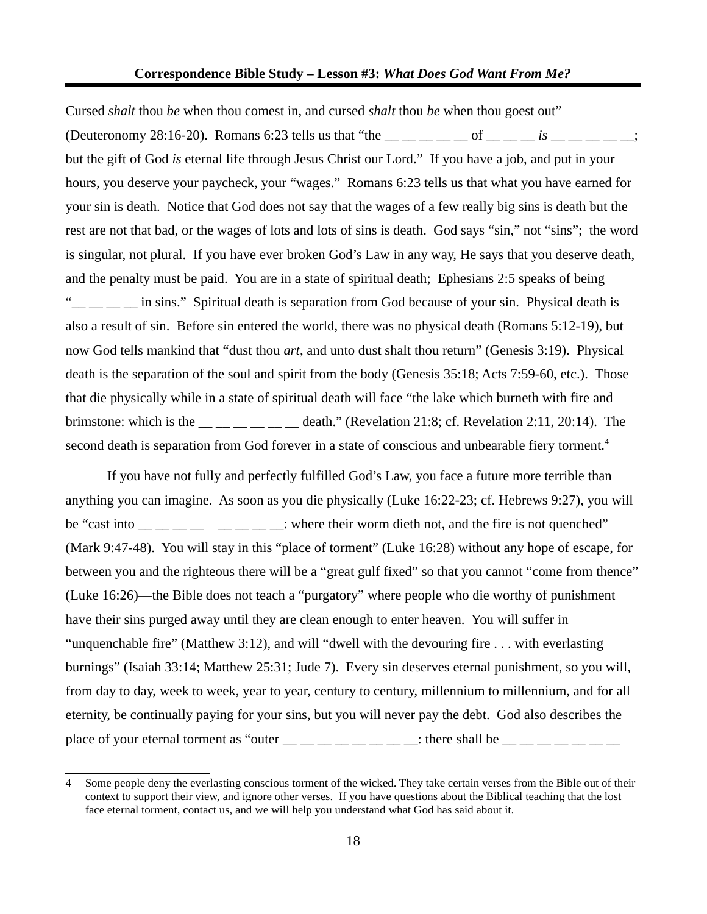Cursed *shalt* thou *be* when thou comest in, and cursed *shalt* thou *be* when thou goest out" (Deuteronomy 28:16-20). Romans 6:23 tells us that "the __ __ __ __ __ of __ __ __ *is* __ __ __ __ __; but the gift of God *is* eternal life through Jesus Christ our Lord." If you have a job, and put in your hours, you deserve your paycheck, your "wages." Romans 6:23 tells us that what you have earned for your sin is death. Notice that God does not say that the wages of a few really big sins is death but the rest are not that bad, or the wages of lots and lots of sins is death. God says "sin," not "sins"; the word is singular, not plural. If you have ever broken God's Law in any way, He says that you deserve death, and the penalty must be paid. You are in a state of spiritual death; Ephesians 2:5 speaks of being "__ __ __ __ in sins." Spiritual death is separation from God because of your sin. Physical death is also a result of sin. Before sin entered the world, there was no physical death (Romans 5:12-19), but now God tells mankind that "dust thou *art*, and unto dust shalt thou return" (Genesis 3:19). Physical death is the separation of the soul and spirit from the body (Genesis 35:18; Acts 7:59-60, etc.). Those that die physically while in a state of spiritual death will face "the lake which burneth with fire and brimstone: which is the __ __ __ __ __ __ death." (Revelation 21:8; cf. Revelation 2:11, 20:14). The second death is separation from God forever in a state of conscious and unbearable fiery torment.[4]

If you have not fully and perfectly fulfilled God's Law, you face a future more terrible than anything you can imagine. As soon as you die physically (Luke 16:22-23; cf. Hebrews 9:27), you will be "cast into __ __ __ __ __ __ __ __: where their worm dieth not, and the fire is not quenched" (Mark 9:47-48). You will stay in this "place of torment" (Luke 16:28) without any hope of escape, for between you and the righteous there will be a "great gulf fixed" so that you cannot "come from thence" (Luke 16:26)—the Bible does not teach a "purgatory" where people who die worthy of punishment have their sins purged away until they are clean enough to enter heaven. You will suffer in "unquenchable fire" (Matthew 3:12), and will "dwell with the devouring fire . . . with everlasting burnings" (Isaiah 33:14; Matthew 25:31; Jude 7). Every sin deserves eternal punishment, so you will, from day to day, week to week, year to year, century to century, millennium to millennium, and for all eternity, be continually paying for your sins, but you will never pay the debt. God also describes the place of your eternal torment as "outer __ __ __ __ __ __ __ __: there shall be __ __ __ __ __ __ __

4 Some people deny the everlasting conscious torment of the wicked. They take certain verses from the Bible out of their context to support their view, and ignore other verses. If you have questions about the Biblical teaching that the lost face eternal torment, contact us, and we will help you understand what God has said about it.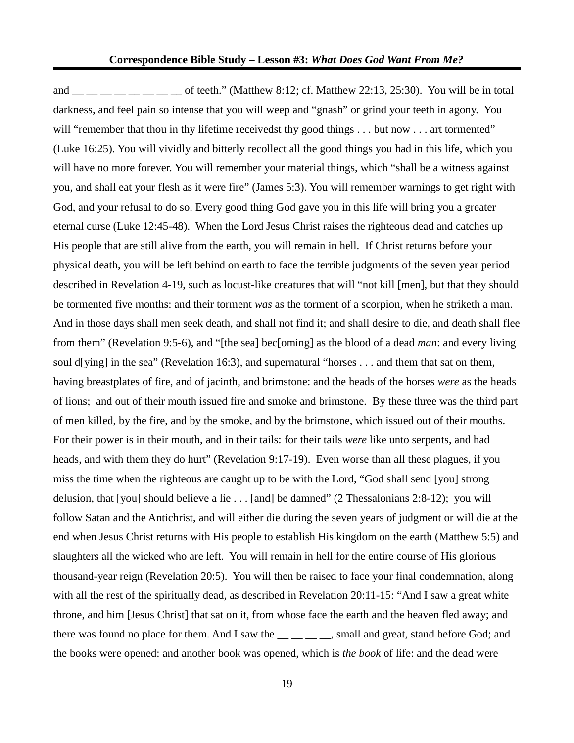and __ __ __ __ __ __ __ __ of teeth." (Matthew 8:12; cf. Matthew 22:13, 25:30). You will be in total darkness, and feel pain so intense that you will weep and "gnash" or grind your teeth in agony. You will "remember that thou in thy lifetime receivedst thy good things . . . but now . . . art tormented" (Luke 16:25). You will vividly and bitterly recollect all the good things you had in this life, which you will have no more forever. You will remember your material things, which "shall be a witness against you, and shall eat your flesh as it were fire" (James 5:3). You will remember warnings to get right with God, and your refusal to do so. Every good thing God gave you in this life will bring you a greater eternal curse (Luke 12:45-48). When the Lord Jesus Christ raises the righteous dead and catches up His people that are still alive from the earth, you will remain in hell. If Christ returns before your physical death, you will be left behind on earth to face the terrible judgments of the seven year period described in Revelation 4-19, such as locust-like creatures that will "not kill [men], but that they should be tormented five months: and their torment *was* as the torment of a scorpion, when he striketh a man. And in those days shall men seek death, and shall not find it; and shall desire to die, and death shall flee from them" (Revelation 9:5-6), and "[the sea] bec[oming] as the blood of a dead *man*: and every living soul d[ying] in the sea" (Revelation 16:3), and supernatural "horses . . . and them that sat on them, having breastplates of fire, and of jacinth, and brimstone: and the heads of the horses *were* as the heads of lions; and out of their mouth issued fire and smoke and brimstone. By these three was the third part of men killed, by the fire, and by the smoke, and by the brimstone, which issued out of their mouths. For their power is in their mouth, and in their tails: for their tails *were* like unto serpents, and had heads, and with them they do hurt" (Revelation 9:17-19). Even worse than all these plagues, if you miss the time when the righteous are caught up to be with the Lord, "God shall send [you] strong delusion, that [you] should believe a lie . . . [and] be damned" (2 Thessalonians 2:8-12); you will follow Satan and the Antichrist, and will either die during the seven years of judgment or will die at the end when Jesus Christ returns with His people to establish His kingdom on the earth (Matthew 5:5) and slaughters all the wicked who are left. You will remain in hell for the entire course of His glorious thousand-year reign (Revelation 20:5). You will then be raised to face your final condemnation, along with all the rest of the spiritually dead, as described in Revelation 20:11-15: "And I saw a great white throne, and him [Jesus Christ] that sat on it, from whose face the earth and the heaven fled away; and there was found no place for them. And I saw the __ __ __ __, small and great, stand before God; and the books were opened: and another book was opened, which is *the book* of life: and the dead were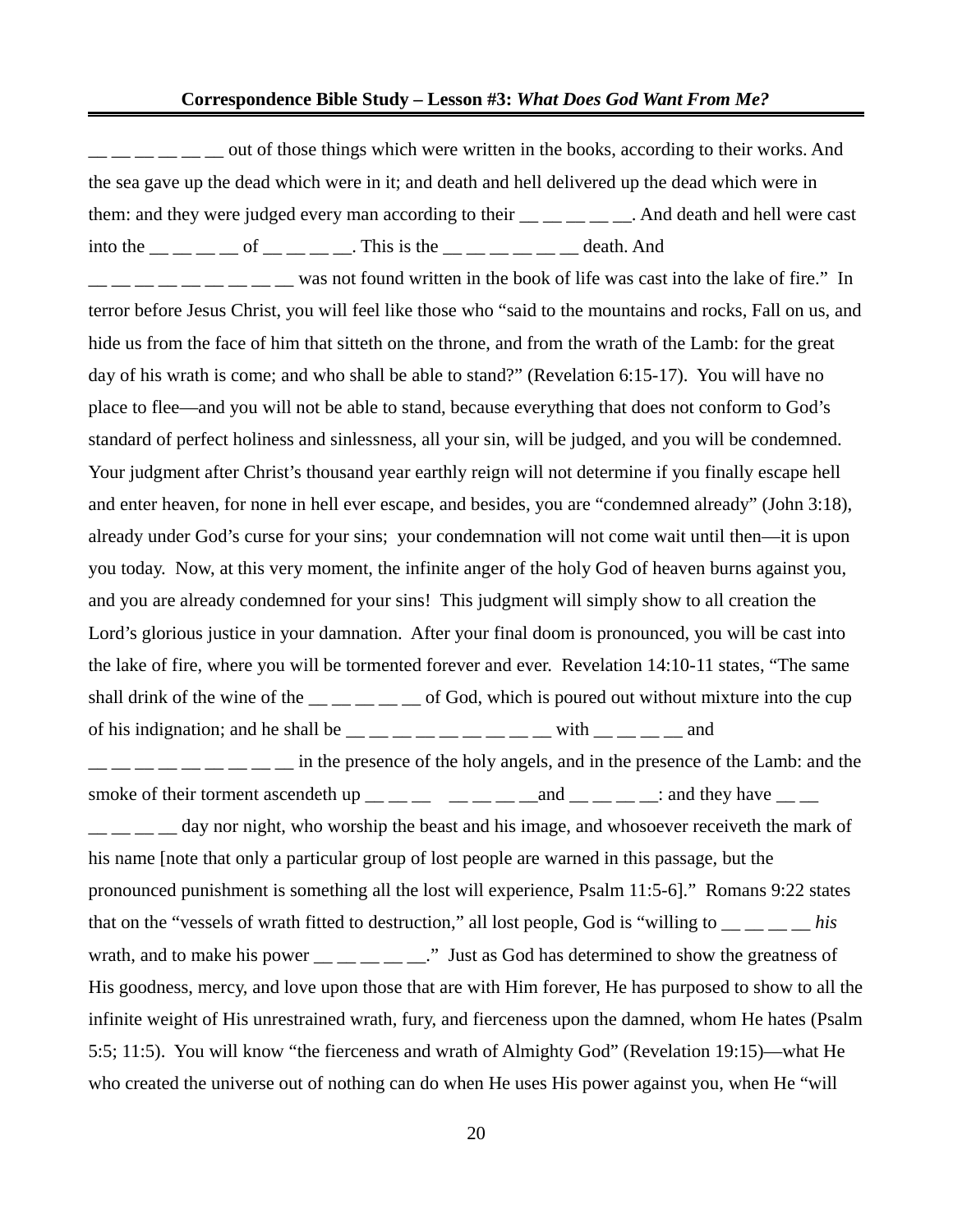__ __ __ __ __ __ out of those things which were written in the books, according to their works. And the sea gave up the dead which were in it; and death and hell delivered up the dead which were in them: and they were judged every man according to their __ __ __ __ __. And death and hell were cast into the __ __ __ __ of __ __ __ __. This is the __ __ __ __ __ __ death. And __ __ __ __ __ __ __ __ __ was not found written in the book of life was cast into the lake of fire." In terror before Jesus Christ, you will feel like those who "said to the mountains and rocks, Fall on us, and hide us from the face of him that sitteth on the throne, and from the wrath of the Lamb: for the great day of his wrath is come; and who shall be able to stand?" (Revelation 6:15-17). You will have no place to flee—and you will not be able to stand, because everything that does not conform to God's standard of perfect holiness and sinlessness, all your sin, will be judged, and you will be condemned. Your judgment after Christ's thousand year earthly reign will not determine if you finally escape hell and enter heaven, for none in hell ever escape, and besides, you are "condemned already" (John 3:18), already under God's curse for your sins; your condemnation will not come wait until then—it is upon you today. Now, at this very moment, the infinite anger of the holy God of heaven burns against you, and you are already condemned for your sins! This judgment will simply show to all creation the Lord's glorious justice in your damnation. After your final doom is pronounced, you will be cast into the lake of fire, where you will be tormented forever and ever. Revelation 14:10-11 states, "The same shall drink of the wine of the __ __ __ __ __ of God, which is poured out without mixture into the cup of his indignation; and he shall be __ __ __ __ __ __ __ __ __ with __ __ __ __ and __ __ __ __ __ __ __ __ __ in the presence of the holy angels, and in the presence of the Lamb: and the smoke of their torment ascendeth up __ __ __ __ __ __ __and __ __ __ __: and they have __ __ __ __ __ __ day nor night, who worship the beast and his image, and whosoever receiveth the mark of his name [note that only a particular group of lost people are warned in this passage, but the pronounced punishment is something all the lost will experience, Psalm 11:5-6]." Romans 9:22 states that on the "vessels of wrath fitted to destruction," all lost people, God is "willing to __ __ __ __ *his* wrath, and to make his power __ __ __ __ __." Just as God has determined to show the greatness of His goodness, mercy, and love upon those that are with Him forever, He has purposed to show to all the infinite weight of His unrestrained wrath, fury, and fierceness upon the damned, whom He hates (Psalm 5:5; 11:5). You will know "the fierceness and wrath of Almighty God" (Revelation 19:15)—what He who created the universe out of nothing can do when He uses His power against you, when He "will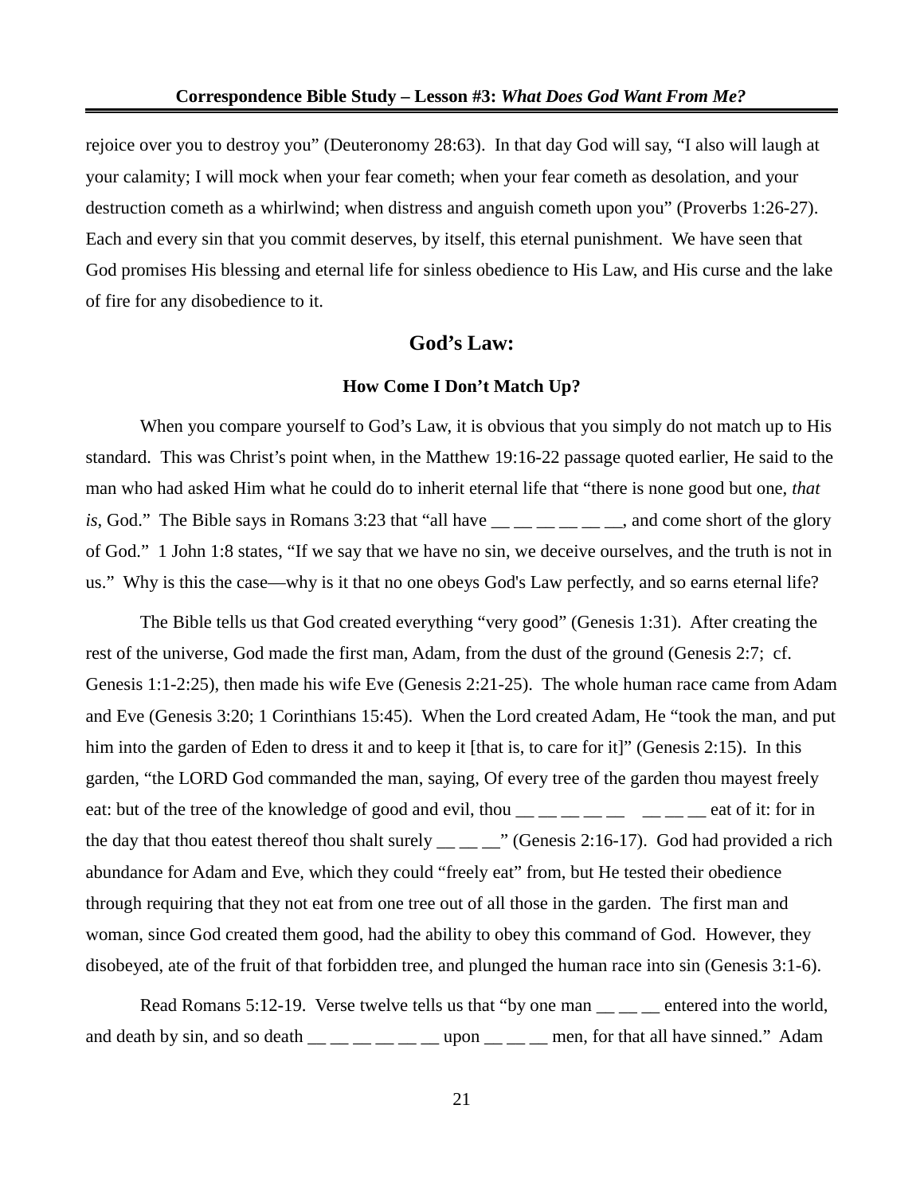rejoice over you to destroy you" (Deuteronomy 28:63). In that day God will say, "I also will laugh at your calamity; I will mock when your fear cometh; when your fear cometh as desolation, and your destruction cometh as a whirlwind; when distress and anguish cometh upon you" (Proverbs 1:26-27). Each and every sin that you commit deserves, by itself, this eternal punishment. We have seen that God promises His blessing and eternal life for sinless obedience to His Law, and His curse and the lake of fire for any disobedience to it.

## God's Law:

### How Come I Don't Match Up?

When you compare yourself to God's Law, it is obvious that you simply do not match up to His standard. This was Christ's point when, in the Matthew 19:16-22 passage quoted earlier, He said to the man who had asked Him what he could do to inherit eternal life that "there is none good but one, *that is*, God." The Bible says in Romans 3:23 that "all have __ __ __ __ __ __, and come short of the glory of God." 1 John 1:8 states, "If we say that we have no sin, we deceive ourselves, and the truth is not in us." Why is this the case—why is it that no one obeys God's Law perfectly, and so earns eternal life?

The Bible tells us that God created everything "very good" (Genesis 1:31). After creating the rest of the universe, God made the first man, Adam, from the dust of the ground (Genesis 2:7; cf. Genesis 1:1-2:25), then made his wife Eve (Genesis 2:21-25). The whole human race came from Adam and Eve (Genesis 3:20; 1 Corinthians 15:45). When the Lord created Adam, He "took the man, and put him into the garden of Eden to dress it and to keep it [that is, to care for it]" (Genesis 2:15). In this garden, "the LORD God commanded the man, saying, Of every tree of the garden thou mayest freely eat: but of the tree of the knowledge of good and evil, thou __ __ __ __ __ __ __ __ eat of it: for in the day that thou eatest thereof thou shalt surely __ __ __" (Genesis 2:16-17). God had provided a rich abundance for Adam and Eve, which they could "freely eat" from, but He tested their obedience through requiring that they not eat from one tree out of all those in the garden. The first man and woman, since God created them good, had the ability to obey this command of God. However, they disobeyed, ate of the fruit of that forbidden tree, and plunged the human race into sin (Genesis 3:1-6).

Read Romans 5:12-19. Verse twelve tells us that "by one man __ __ __ entered into the world, and death by sin, and so death __ __ __ __ __ __ upon __ __ __ men, for that all have sinned." Adam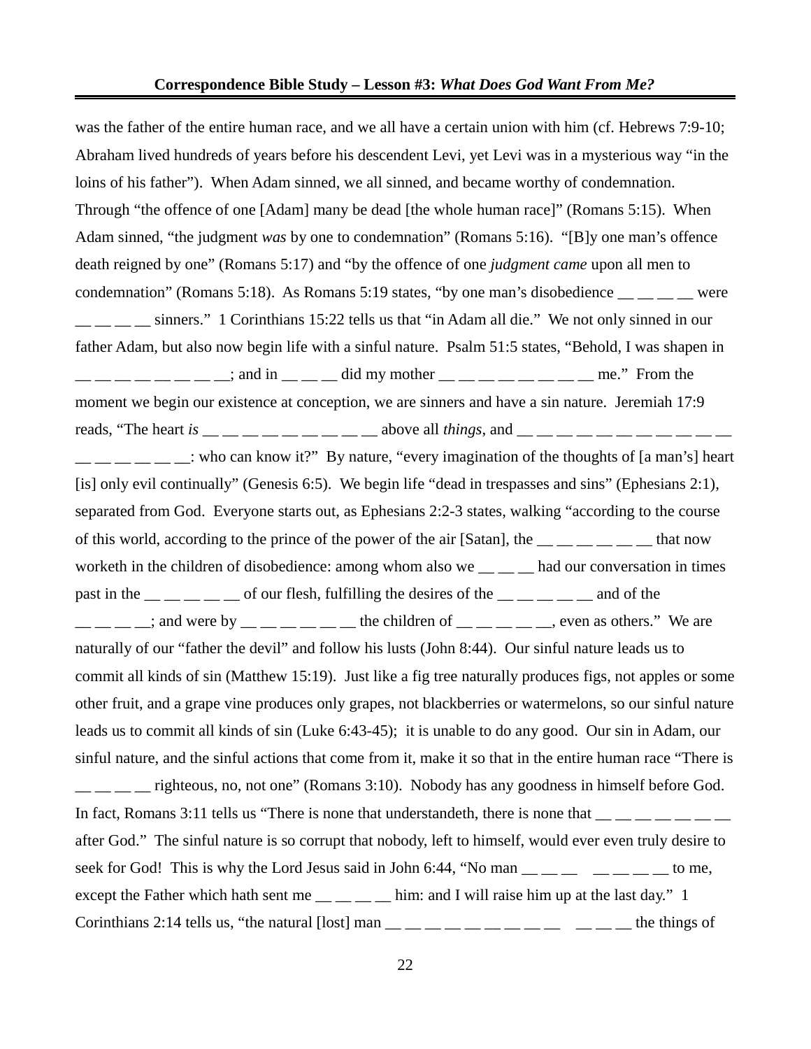was the father of the entire human race, and we all have a certain union with him (cf. Hebrews 7:9-10; Abraham lived hundreds of years before his descendent Levi, yet Levi was in a mysterious way "in the loins of his father"). When Adam sinned, we all sinned, and became worthy of condemnation. Through "the offence of one [Adam] many be dead [the whole human race]" (Romans 5:15). When Adam sinned, "the judgment *was* by one to condemnation" (Romans 5:16). "[B]y one man's offence death reigned by one" (Romans 5:17) and "by the offence of one *judgment came* upon all men to condemnation" (Romans 5:18). As Romans 5:19 states, "by one man's disobedience __ __ __ __ were __ __ __ __ sinners." 1 Corinthians 15:22 tells us that "in Adam all die." We not only sinned in our father Adam, but also now begin life with a sinful nature. Psalm 51:5 states, "Behold, I was shapen in __ __ __ __ __ __ __ __; and in __ __ __ did my mother __ __ __ __ __ __ __ __ me." From the moment we begin our existence at conception, we are sinners and have a sin nature. Jeremiah 17:9 reads, "The heart *is* __ __ __ __ __ __ __ __ __ above all *things*, and __ __ __ __ __ __ __ __ __ __ __ __ __ __ __ __ __: who can know it?" By nature, "every imagination of the thoughts of [a man's] heart [is] only evil continually" (Genesis 6:5). We begin life "dead in trespasses and sins" (Ephesians 2:1), separated from God. Everyone starts out, as Ephesians 2:2-3 states, walking "according to the course of this world, according to the prince of the power of the air [Satan], the __ __ __ __ __ __ that now worketh in the children of disobedience: among whom also we __ __ __ had our conversation in times past in the __ __ __ __ __ of our flesh, fulfilling the desires of the __ __ __ __ __ and of the __ __ __ __; and were by __ __ __ __ __ __ the children of __ __ __ __ __, even as others." We are naturally of our "father the devil" and follow his lusts (John 8:44). Our sinful nature leads us to commit all kinds of sin (Matthew 15:19). Just like a fig tree naturally produces figs, not apples or some other fruit, and a grape vine produces only grapes, not blackberries or watermelons, so our sinful nature leads us to commit all kinds of sin (Luke 6:43-45); it is unable to do any good. Our sin in Adam, our sinful nature, and the sinful actions that come from it, make it so that in the entire human race "There is __ __ __ __ righteous, no, not one" (Romans 3:10). Nobody has any goodness in himself before God. In fact, Romans 3:11 tells us "There is none that understandeth, there is none that __ __ __ __ __ __ __ after God." The sinful nature is so corrupt that nobody, left to himself, would ever even truly desire to seek for God! This is why the Lord Jesus said in John 6:44, "No man __ __ __ __ __ __ __ to me, except the Father which hath sent me __ __ __ __ him: and I will raise him up at the last day." 1 Corinthians 2:14 tells us, "the natural [lost] man __ __ __ __ __ __ __ __ __ __ __ __ the things of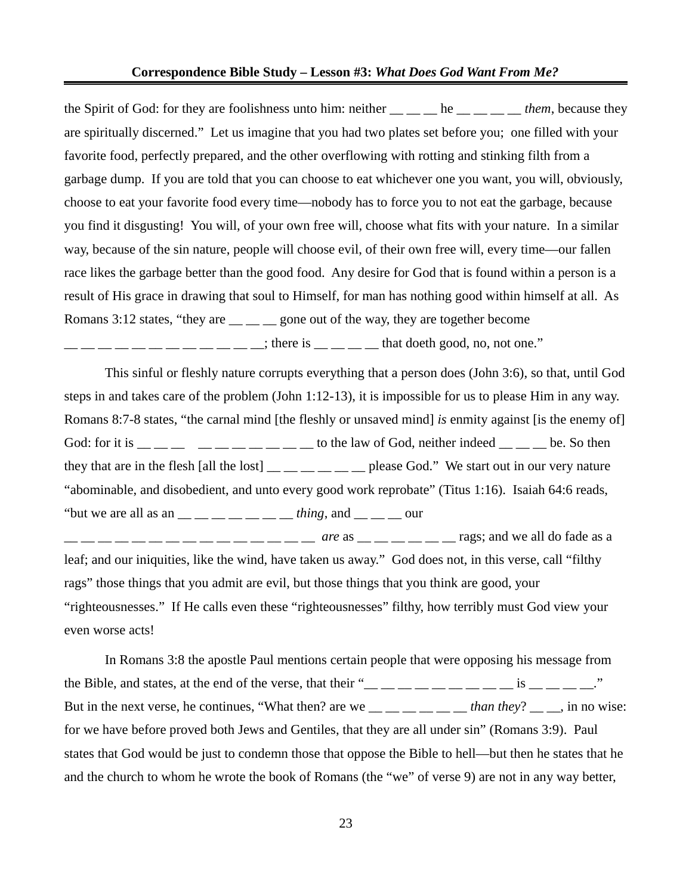the Spirit of God: for they are foolishness unto him: neither __ __ __ he __ __ __ __ *them*, because they are spiritually discerned." Let us imagine that you had two plates set before you; one filled with your favorite food, perfectly prepared, and the other overflowing with rotting and stinking filth from a garbage dump. If you are told that you can choose to eat whichever one you want, you will, obviously, choose to eat your favorite food every time—nobody has to force you to not eat the garbage, because you find it disgusting! You will, of your own free will, choose what fits with your nature. In a similar way, because of the sin nature, people will choose evil, of their own free will, every time—our fallen race likes the garbage better than the good food. Any desire for God that is found within a person is a result of His grace in drawing that soul to Himself, for man has nothing good within himself at all. As Romans 3:12 states, "they are __ __ __ gone out of the way, they are together become __ __ __ __ __ __ __ __ __ __ __ __; there is __ __ __ __ that doeth good, no, not one."

This sinful or fleshly nature corrupts everything that a person does (John 3:6), so that, until God steps in and takes care of the problem (John 1:12-13), it is impossible for us to please Him in any way. Romans 8:7-8 states, "the carnal mind [the fleshly or unsaved mind] *is* enmity against [is the enemy of] God: for it is __ __ __ __ __ __ __ __ __ __ to the law of God, neither indeed __ __ __ be. So then they that are in the flesh [all the lost] __ __ __ __ __ __ please God." We start out in our very nature "abominable, and disobedient, and unto every good work reprobate" (Titus 1:16). Isaiah 64:6 reads, "but we are all as an __ __ __ __ __ __ __ *thing*, and __ __ __ our __ __ __ __ __ __ __ __ __ __ __ __ __ __ __ *are* as __ __ __ __ __ __ rags; and we all do fade as a leaf; and our iniquities, like the wind, have taken us away." God does not, in this verse, call "filthy rags" those things that you admit are evil, but those things that you think are good, your "righteousnesses." If He calls even these "righteousnesses" filthy, how terribly must God view your even worse acts!

In Romans 3:8 the apostle Paul mentions certain people that were opposing his message from the Bible, and states, at the end of the verse, that their "__ __ __ __ __ __ __ __ __ __ is __ __ __ __." But in the next verse, he continues, "What then? are we __ __ __ __ __ __ *than they*? __ __, in no wise: for we have before proved both Jews and Gentiles, that they are all under sin" (Romans 3:9). Paul states that God would be just to condemn those that oppose the Bible to hell—but then he states that he and the church to whom he wrote the book of Romans (the "we" of verse 9) are not in any way better,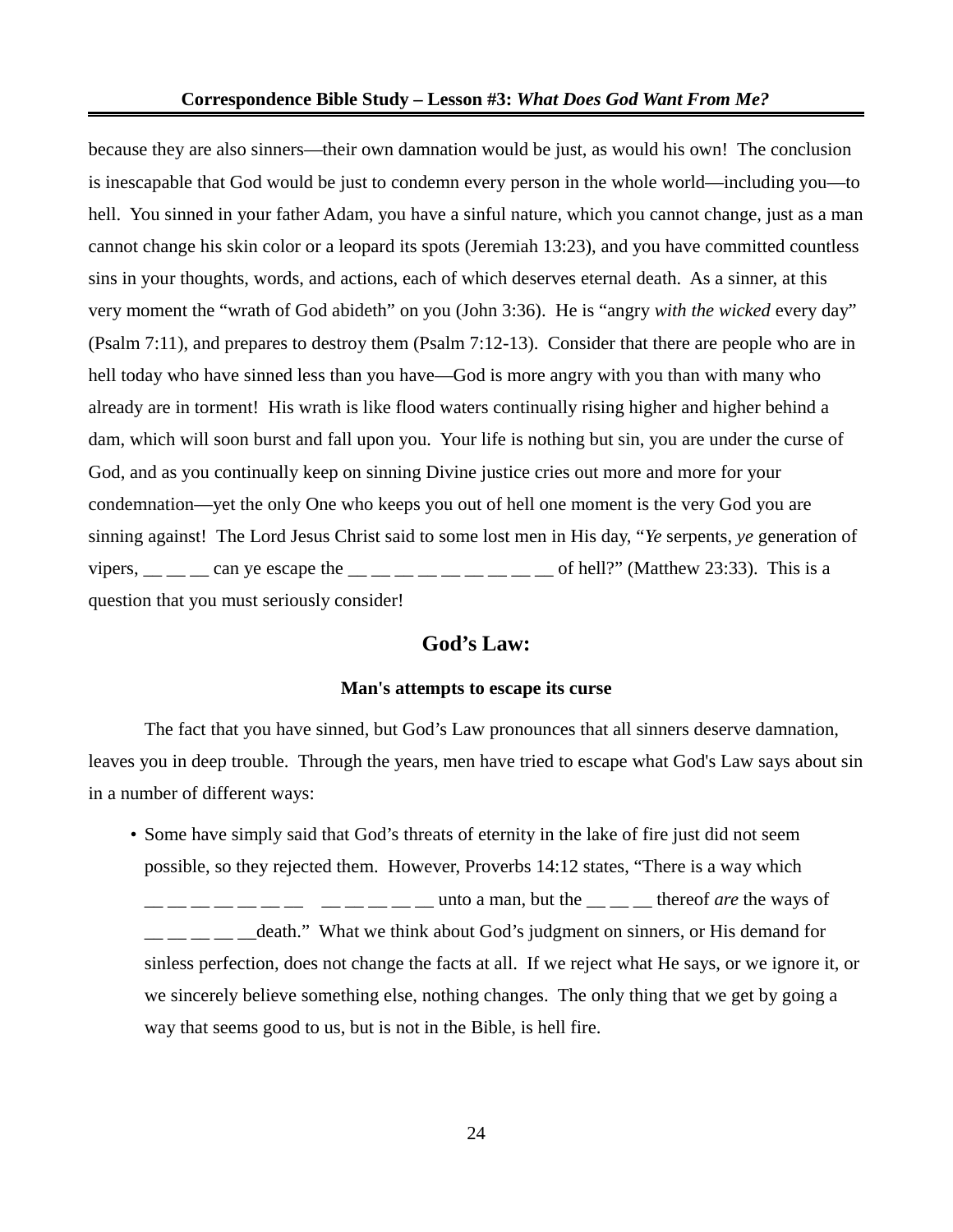because they are also sinners—their own damnation would be just, as would his own! The conclusion is inescapable that God would be just to condemn every person in the whole world—including you—to hell. You sinned in your father Adam, you have a sinful nature, which you cannot change, just as a man cannot change his skin color or a leopard its spots (Jeremiah 13:23), and you have committed countless sins in your thoughts, words, and actions, each of which deserves eternal death. As a sinner, at this very moment the "wrath of God abideth" on you (John 3:36). He is "angry *with the wicked* every day" (Psalm 7:11), and prepares to destroy them (Psalm 7:12-13). Consider that there are people who are in hell today who have sinned less than you have—God is more angry with you than with many who already are in torment! His wrath is like flood waters continually rising higher and higher behind a dam, which will soon burst and fall upon you. Your life is nothing but sin, you are under the curse of God, and as you continually keep on sinning Divine justice cries out more and more for your condemnation—yet the only One who keeps you out of hell one moment is the very God you are sinning against! The Lord Jesus Christ said to some lost men in His day, "*Ye* serpents, *ye* generation of vipers, __ __ __ can ye escape the __ __ __ __ __ __ __ __ __ of hell?" (Matthew 23:33). This is a question that you must seriously consider!

## God's Law:

### Man's attempts to escape its curse

The fact that you have sinned, but God's Law pronounces that all sinners deserve damnation, leaves you in deep trouble. Through the years, men have tried to escape what God's Law says about sin in a number of different ways:

- Some have simply said that God's threats of eternity in the lake of fire just did not seem possible, so they rejected them. However, Proverbs 14:12 states, "There is a way which __ __ __ __ __ __ __ __ __ __ __ __ unto a man, but the __ __ __ thereof *are* the ways of __ __ __ __ __death." What we think about God's judgment on sinners, or His demand for sinless perfection, does not change the facts at all. If we reject what He says, or we ignore it, or we sincerely believe something else, nothing changes. The only thing that we get by going a way that seems good to us, but is not in the Bible, is hell fire.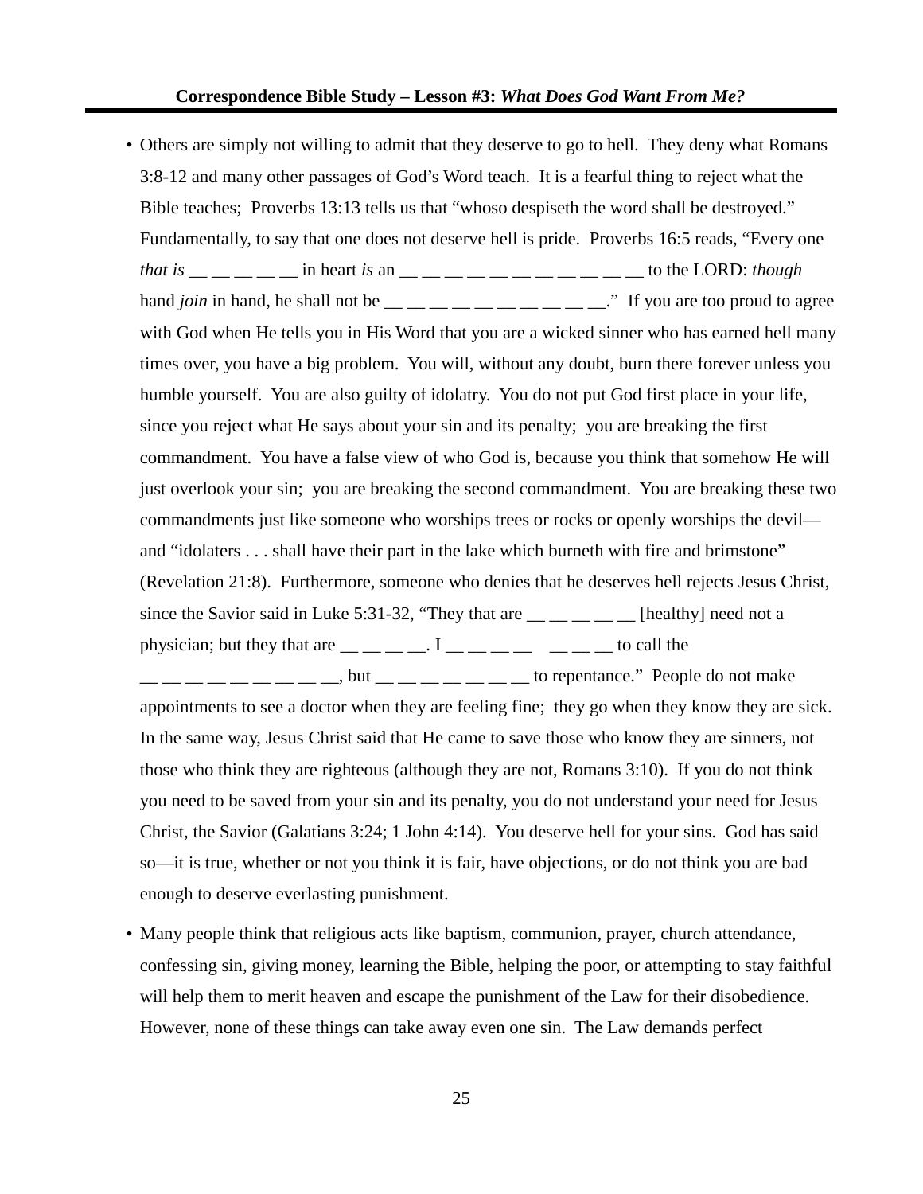- Others are simply not willing to admit that they deserve to go to hell. They deny what Romans 3:8-12 and many other passages of God's Word teach. It is a fearful thing to reject what the Bible teaches; Proverbs 13:13 tells us that "whoso despiseth the word shall be destroyed." Fundamentally, to say that one does not deserve hell is pride. Proverbs 16:5 reads, "Every one *that is* __ __ __ __ __ in heart *is* an __ __ __ __ __ __ __ __ __ __ __ to the LORD: *though* hand *join* in hand, he shall not be __ __ __ __ __ __ __ __ __ __." If you are too proud to agree with God when He tells you in His Word that you are a wicked sinner who has earned hell many times over, you have a big problem. You will, without any doubt, burn there forever unless you humble yourself. You are also guilty of idolatry. You do not put God first place in your life, since you reject what He says about your sin and its penalty; you are breaking the first commandment. You have a false view of who God is, because you think that somehow He will just overlook your sin; you are breaking the second commandment. You are breaking these two commandments just like someone who worships trees or rocks or openly worships the devil—and "idolaters . . . shall have their part in the lake which burneth with fire and brimstone" (Revelation 21:8). Furthermore, someone who denies that he deserves hell rejects Jesus Christ, since the Savior said in Luke 5:31-32, "They that are __ __ __ __ __ [healthy] need not a physician; but they that are __ __ __ __. I __ __ __ __ __ __ __ to call the __ __ __ __ __ __ __ __ __, but __ __ __ __ __ __ __ to repentance." People do not make appointments to see a doctor when they are feeling fine; they go when they know they are sick. In the same way, Jesus Christ said that He came to save those who know they are sinners, not those who think they are righteous (although they are not, Romans 3:10). If you do not think you need to be saved from your sin and its penalty, you do not understand your need for Jesus Christ, the Savior (Galatians 3:24; 1 John 4:14). You deserve hell for your sins. God has said so—it is true, whether or not you think it is fair, have objections, or do not think you are bad enough to deserve everlasting punishment.

- Many people think that religious acts like baptism, communion, prayer, church attendance, confessing sin, giving money, learning the Bible, helping the poor, or attempting to stay faithful will help them to merit heaven and escape the punishment of the Law for their disobedience. However, none of these things can take away even one sin. The Law demands perfect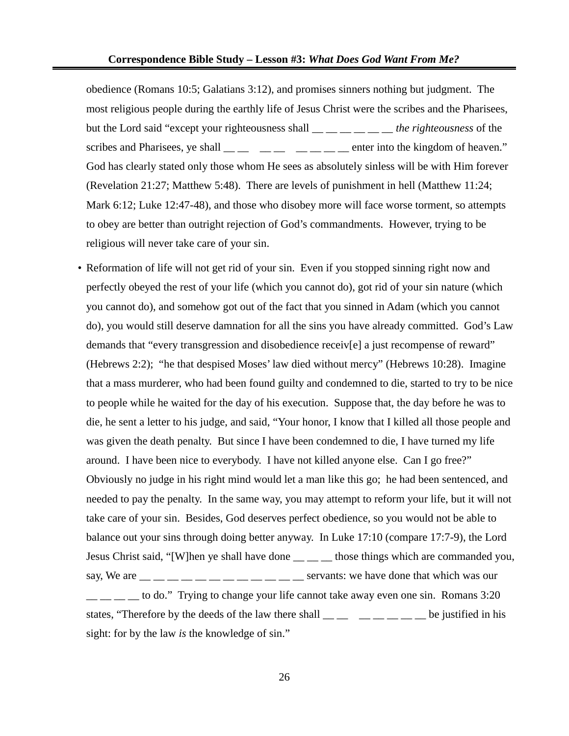obedience (Romans 10:5; Galatians 3:12), and promises sinners nothing but judgment. The most religious people during the earthly life of Jesus Christ were the scribes and the Pharisees, but the Lord said "except your righteousness shall __ __ __ __ __ __ *the righteousness* of the scribes and Pharisees, ye shall __ __   __ __   __ __ __ __ enter into the kingdom of heaven." God has clearly stated only those whom He sees as absolutely sinless will be with Him forever (Revelation 21:27; Matthew 5:48). There are levels of punishment in hell (Matthew 11:24; Mark 6:12; Luke 12:47-48), and those who disobey more will face worse torment, so attempts to obey are better than outright rejection of God's commandments. However, trying to be religious will never take care of your sin.

- Reformation of life will not get rid of your sin. Even if you stopped sinning right now and perfectly obeyed the rest of your life (which you cannot do), got rid of your sin nature (which you cannot do), and somehow got out of the fact that you sinned in Adam (which you cannot do), you would still deserve damnation for all the sins you have already committed. God's Law demands that "every transgression and disobedience receiv[e] a just recompense of reward" (Hebrews 2:2); "he that despised Moses' law died without mercy" (Hebrews 10:28). Imagine that a mass murderer, who had been found guilty and condemned to die, started to try to be nice to people while he waited for the day of his execution. Suppose that, the day before he was to die, he sent a letter to his judge, and said, "Your honor, I know that I killed all those people and was given the death penalty. But since I have been condemned to die, I have turned my life around. I have been nice to everybody. I have not killed anyone else. Can I go free?" Obviously no judge in his right mind would let a man like this go; he had been sentenced, and needed to pay the penalty. In the same way, you may attempt to reform your life, but it will not take care of your sin. Besides, God deserves perfect obedience, so you would not be able to balance out your sins through doing better anyway. In Luke 17:10 (compare 17:7-9), the Lord Jesus Christ said, "[W]hen ye shall have done __ __ __ those things which are commanded you, say, We are __ __ __ __ __ __ __ __ __ __ __ __ __ servants: we have done that which was our __ __ __ __ to do." Trying to change your life cannot take away even one sin. Romans 3:20 states, "Therefore by the deeds of the law there shall __ __   __ __ __ __ __ be justified in his sight: for by the law *is* the knowledge of sin."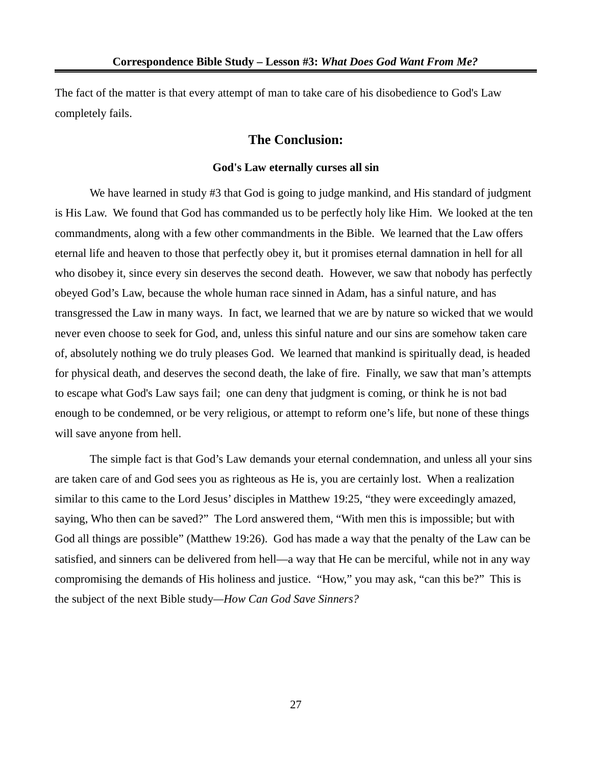The fact of the matter is that every attempt of man to take care of his disobedience to God's Law completely fails.

## The Conclusion:

### God's Law eternally curses all sin

We have learned in study #3 that God is going to judge mankind, and His standard of judgment is His Law. We found that God has commanded us to be perfectly holy like Him. We looked at the ten commandments, along with a few other commandments in the Bible. We learned that the Law offers eternal life and heaven to those that perfectly obey it, but it promises eternal damnation in hell for all who disobey it, since every sin deserves the second death. However, we saw that nobody has perfectly obeyed God's Law, because the whole human race sinned in Adam, has a sinful nature, and has transgressed the Law in many ways. In fact, we learned that we are by nature so wicked that we would never even choose to seek for God, and, unless this sinful nature and our sins are somehow taken care of, absolutely nothing we do truly pleases God. We learned that mankind is spiritually dead, is headed for physical death, and deserves the second death, the lake of fire. Finally, we saw that man's attempts to escape what God's Law says fail; one can deny that judgment is coming, or think he is not bad enough to be condemned, or be very religious, or attempt to reform one's life, but none of these things will save anyone from hell.

The simple fact is that God's Law demands your eternal condemnation, and unless all your sins are taken care of and God sees you as righteous as He is, you are certainly lost. When a realization similar to this came to the Lord Jesus' disciples in Matthew 19:25, "they were exceedingly amazed, saying, Who then can be saved?" The Lord answered them, "With men this is impossible; but with God all things are possible" (Matthew 19:26). God has made a way that the penalty of the Law can be satisfied, and sinners can be delivered from hell—a way that He can be merciful, while not in any way compromising the demands of His holiness and justice. "How," you may ask, "can this be?" This is the subject of the next Bible study—*How Can God Save Sinners?*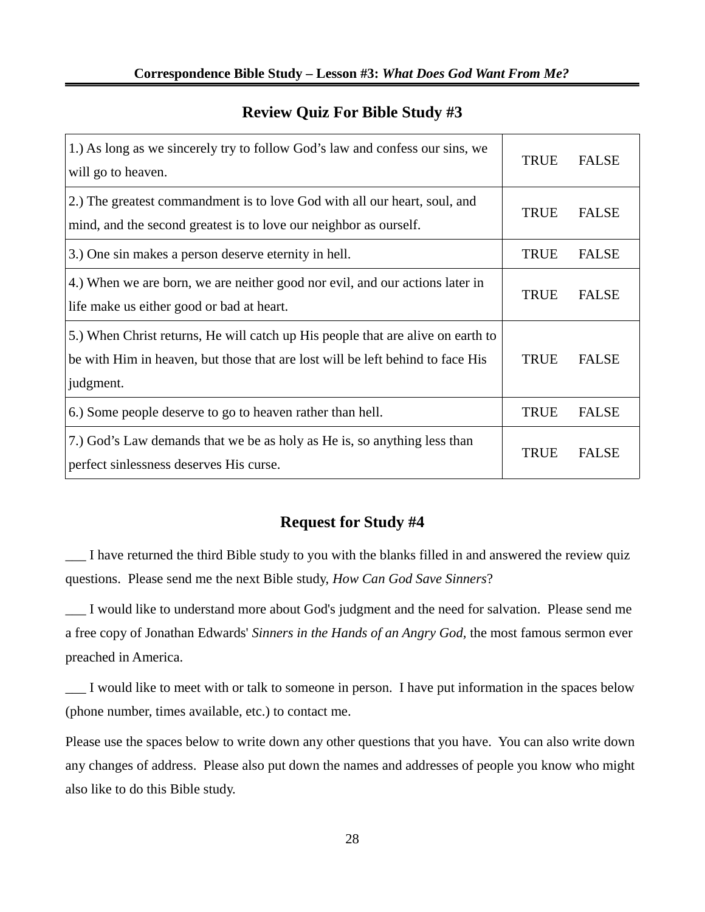## Review Quiz For Bible Study #3

| | |
|---|---|
| 1.) As long as we sincerely try to follow God's law and confess our sins, we will go to heaven. | TRUE FALSE |
| 2.) The greatest commandment is to love God with all our heart, soul, and mind, and the second greatest is to love our neighbor as ourself. | TRUE FALSE |
| 3.) One sin makes a person deserve eternity in hell. | TRUE FALSE |
| 4.) When we are born, we are neither good nor evil, and our actions later in life make us either good or bad at heart. | TRUE FALSE |
| 5.) When Christ returns, He will catch up His people that are alive on earth to be with Him in heaven, but those that are lost will be left behind to face His judgment. | TRUE FALSE |
| 6.) Some people deserve to go to heaven rather than hell. | TRUE FALSE |
| 7.) God's Law demands that we be as holy as He is, so anything less than perfect sinlessness deserves His curse. | TRUE FALSE |

## Request for Study #4

___ I have returned the third Bible study to you with the blanks filled in and answered the review quiz questions. Please send me the next Bible study, *How Can God Save Sinners*?

___ I would like to understand more about God's judgment and the need for salvation. Please send me a free copy of Jonathan Edwards' *Sinners in the Hands of an Angry God*, the most famous sermon ever preached in America.

___ I would like to meet with or talk to someone in person. I have put information in the spaces below (phone number, times available, etc.) to contact me.

Please use the spaces below to write down any other questions that you have. You can also write down any changes of address. Please also put down the names and addresses of people you know who might also like to do this Bible study.